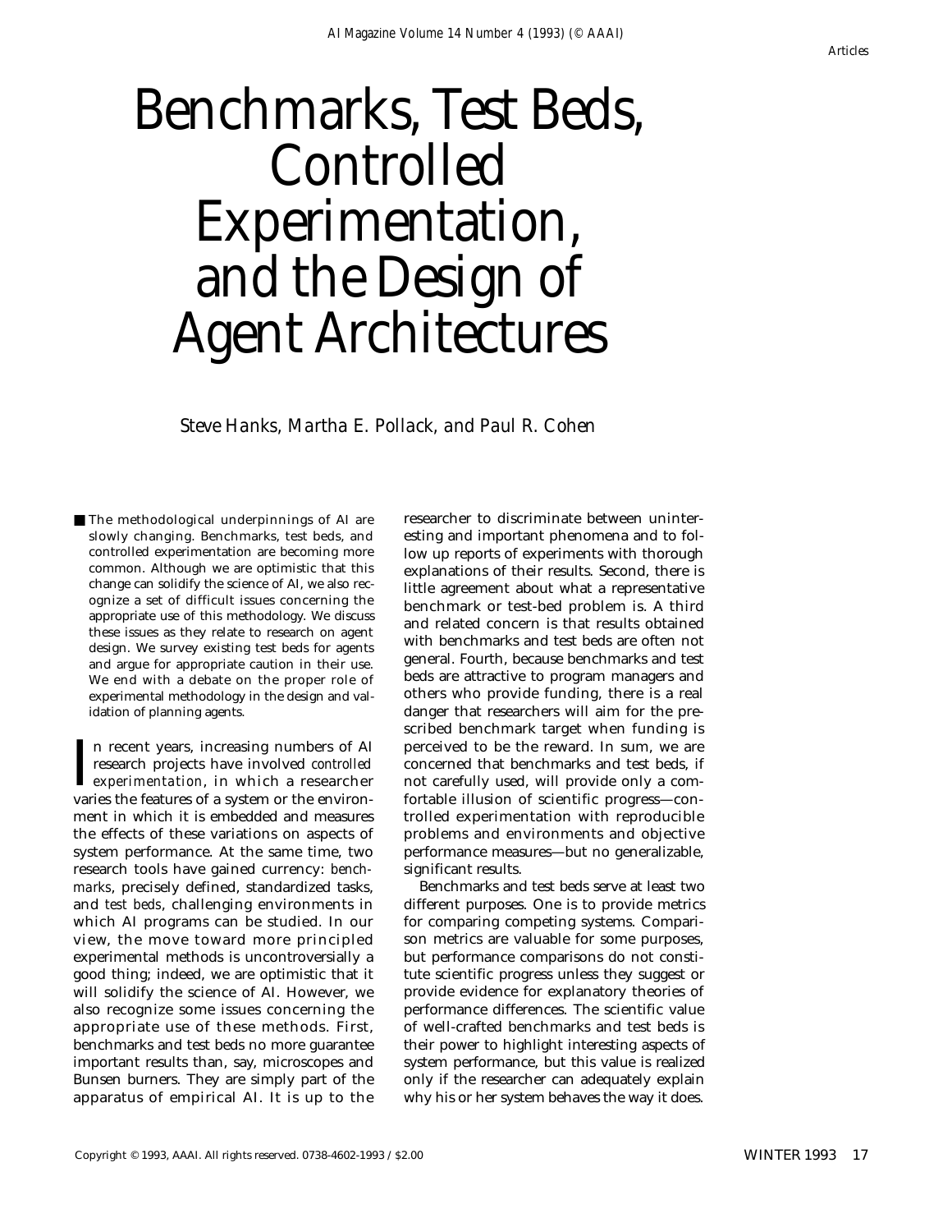# Benchmarks, Test Beds, Controlled Experimentation, and the Design of Agent Architectures

*Steve Hanks, Martha E. Pollack, and Paul R. Cohen*

■ The methodological underpinnings of AI are slowly changing. Benchmarks, test beds, and controlled experimentation are becoming more common. Although we are optimistic that this change can solidify the science of AI, we also recognize a set of difficult issues concerning the appropriate use of this methodology. We discuss these issues as they relate to research on agent design. We survey existing test beds for agents and argue for appropriate caution in their use. We end with a debate on the proper role of experimental methodology in the design and validation of planning agents.

In recent years, increasing numbers of AI research projects have involved *controlled experimentation*, in which a researcher varies the features of a system or the environment in which it is embedded and measures the effects of these variations on aspects of system performance. At the same time, two research tools have gained currency: *benchmarks*, precisely defined, standardized tasks, and *test beds*, challenging environments in which AI programs can be studied. In our view, the move toward more principled experimental methods is uncontroversially a good thing; indeed, we are optimistic that it will solidify the science of AI. However, we also recognize some issues concerning the appropriate use of these methods. First, benchmarks and test beds no more guarantee important results than, say, microscopes and Bunsen burners. They are simply part of the apparatus of empirical AI. It is up to the researcher to discriminate between uninteresting and important phenomena and to follow up reports of experiments with thorough explanations of their results. Second, there is little agreement about what a representative benchmark or test-bed problem is. A third and related concern is that results obtained with benchmarks and test beds are often not general. Fourth, because benchmarks and test beds are attractive to program managers and others who provide funding, there is a real danger that researchers will aim for the prescribed benchmark target when funding is perceived to be the reward. In sum, we are concerned that benchmarks and test beds, if not carefully used, will provide only a comfortable illusion of scientific progress—controlled experimentation with reproducible problems and environments and objective performance measures—but no generalizable, significant results.

Benchmarks and test beds serve at least two different purposes. One is to provide metrics for comparing competing systems. Comparison metrics are valuable for some purposes, but performance comparisons do not constitute scientific progress unless they suggest or provide evidence for explanatory theories of performance differences. The scientific value of well-crafted benchmarks and test beds is their power to highlight interesting aspects of system performance, but this value is realized only if the researcher can adequately explain why his or her system behaves the way it does.

Copyright © 1993, AAAI. All rights reserved. 0738-4602-1993 / $2.00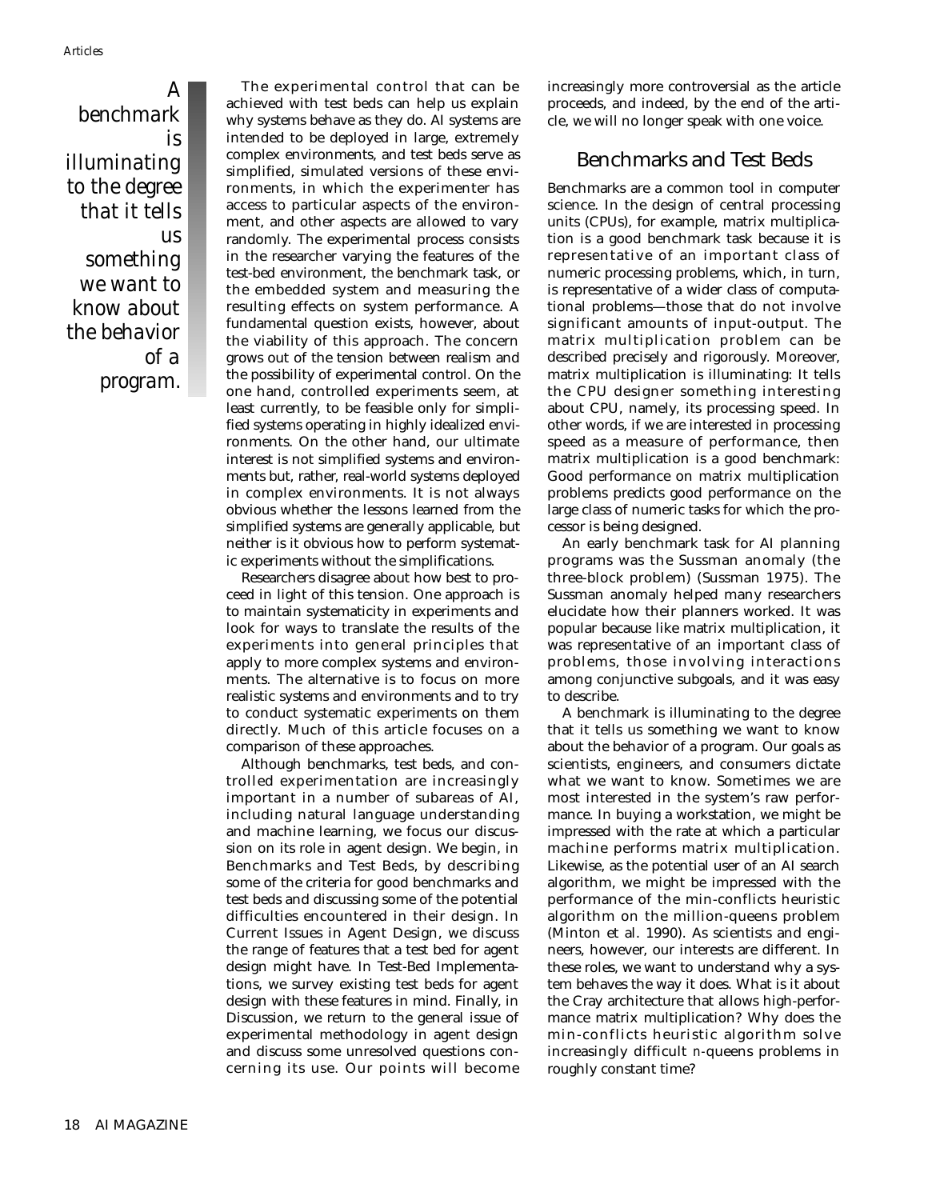The experimental control that can be achieved with test beds can help us explain why systems behave as they do. AI systems are intended to be deployed in large, extremely complex environments, and test beds serve as simplified, simulated versions of these environments, in which the experimenter has access to particular aspects of the environment, and other aspects are allowed to vary randomly. The experimental process consists in the researcher varying the features of the test-bed environment, the benchmark task, or the embedded system and measuring the resulting effects on system performance. A fundamental question exists, however, about the viability of this approach. The concern grows out of the tension between realism and the possibility of experimental control. On the one hand, controlled experiments seem, at least currently, to be feasible only for simplified systems operating in highly idealized environments. On the other hand, our ultimate interest is not simplified systems and environments but, rather, real-world systems deployed in complex environments. It is not always obvious whether the lessons learned from the simplified systems are generally applicable, but neither is it obvious how to perform systematic experiments without the simplifications.

Researchers disagree about how best to proceed in light of this tension. One approach is to maintain systematicity in experiments and look for ways to translate the results of the experiments into general principles that apply to more complex systems and environments. The alternative is to focus on more realistic systems and environments and to try to conduct systematic experiments on them directly. Much of this article focuses on a comparison of these approaches.

Although benchmarks, test beds, and controlled experimentation are increasingly important in a number of subareas of AI, including natural language understanding and machine learning, we focus our discussion on its role in agent design. We begin, in Benchmarks and Test Beds, by describing some of the criteria for good benchmarks and test beds and discussing some of the potential difficulties encountered in their design. In Current Issues in Agent Design, we discuss the range of features that a test bed for agent design might have. In Test-Bed Implementations, we survey existing test beds for agent design with these features in mind. Finally, in Discussion, we return to the general issue of experimental methodology in agent design and discuss some unresolved questions concerning its use. Our points will become increasingly more controversial as the article proceeds, and indeed, by the end of the article, we will no longer speak with one voice.

## Benchmarks and Test Beds

Benchmarks are a common tool in computer science. In the design of central processing units (CPUs), for example, matrix multiplication is a good benchmark task because it is representative of an important class of numeric processing problems, which, in turn, is representative of a wider class of computational problems—those that do not involve significant amounts of input-output. The matrix multiplication problem can be described precisely and rigorously. Moreover, matrix multiplication is illuminating: It tells the CPU designer something interesting about CPU, namely, its processing speed. In other words, if we are interested in processing speed as a measure of performance, then matrix multiplication is a good benchmark: Good performance on matrix multiplication problems predicts good performance on the large class of numeric tasks for which the processor is being designed.

An early benchmark task for AI planning programs was the Sussman anomaly (the three-block problem) (Sussman 1975). The Sussman anomaly helped many researchers elucidate how their planners worked. It was popular because like matrix multiplication, it was representative of an important class of problems, those involving interactions among conjunctive subgoals, and it was easy to describe.

A benchmark is illuminating to the degree that it tells us something we want to know about the behavior of a program. Our goals as scientists, engineers, and consumers dictate what we want to know. Sometimes we are most interested in the system's raw performance. In buying a workstation, we might be impressed with the rate at which a particular machine performs matrix multiplication. Likewise, as the potential user of an AI search algorithm, we might be impressed with the performance of the min-conflicts heuristic algorithm on the million-queens problem (Minton et al. 1990). As scientists and engineers, however, our interests are different. In these roles, we want to understand why a system behaves the way it does. What is it about the Cray architecture that allows high-performance matrix multiplication? Why does the min-conflicts heuristic algorithm solve increasingly difficult *n*-queens problems in roughly constant time?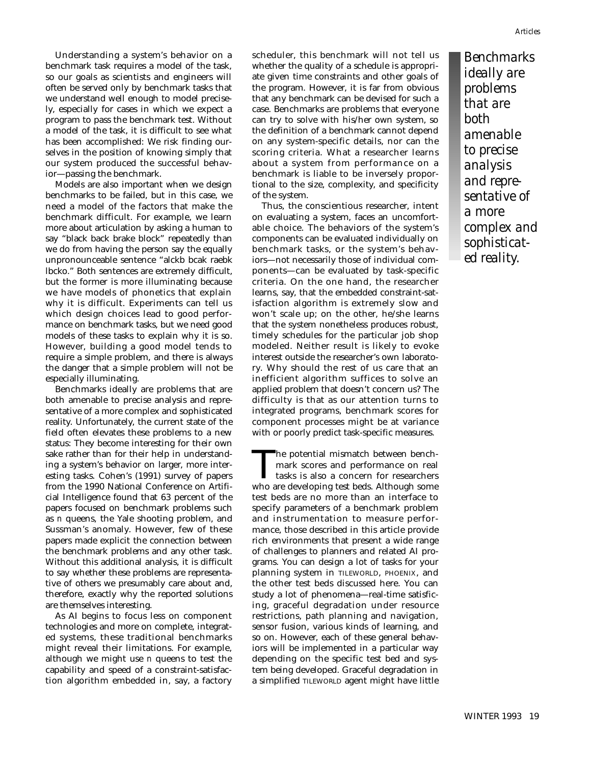Understanding a system's behavior on a benchmark task requires a model of the task, so our goals as scientists and engineers will often be served only by benchmark tasks that we understand well enough to model precisely, especially for cases in which we expect a program to pass the benchmark test. Without a model of the task, it is difficult to see what has been accomplished: We risk finding ourselves in the position of knowing simply that our system produced the successful behavior—passing the benchmark.

Models are also important when we design benchmarks to be failed, but in this case, we need a model of the factors that make the benchmark difficult. For example, we learn more about articulation by asking a human to say "black back brake block" repeatedly than we do from having the person say the equally unpronounceable sentence "alckb bcak raebk lbcko." Both sentences are extremely difficult, but the former is more illuminating because we have models of phonetics that explain why it is difficult. Experiments can tell us which design choices lead to good performance on benchmark tasks, but we need good models of these tasks to explain why it is so. However, building a good model tends to require a simple problem, and there is always the danger that a simple problem will not be especially illuminating.

Benchmarks ideally are problems that are both amenable to precise analysis and representative of a more complex and sophisticated reality. Unfortunately, the current state of the field often elevates these problems to a new status: They become interesting for their own sake rather than for their help in understanding a system's behavior on larger, more interesting tasks. Cohen's (1991) survey of papers from the 1990 National Conference on Artificial Intelligence found that 63 percent of the papers focused on benchmark problems such as *N* queens, the Yale shooting problem, and Sussman's anomaly. However, few of these papers made explicit the connection between the benchmark problems and any other task. Without this additional analysis, it is difficult to say whether these problems are representative of others we presumably care about and, therefore, exactly why the reported solutions are themselves interesting.

As AI begins to focus less on component technologies and more on complete, integrated systems, these traditional benchmarks might reveal their limitations. For example, although we might use *N* queens to test the capability and speed of a constraint-satisfaction algorithm embedded in, say, a factory scheduler, this benchmark will not tell us whether the quality of a schedule is appropriate given time constraints and other goals of the program. However, it is far from obvious that any benchmark can be devised for such a case. Benchmarks are problems that everyone can try to solve with his/her own system, so the definition of a benchmark cannot depend on any system-specific details, nor can the scoring criteria. What a researcher learns about a system from performance on a benchmark is liable to be inversely proportional to the size, complexity, and specificity of the system.

Thus, the conscientious researcher, intent on evaluating a system, faces an uncomfortable choice. The behaviors of the system's components can be evaluated individually on benchmark tasks, or the system's behaviors—not necessarily those of individual components—can be evaluated by task-specific criteria. On the one hand, the researcher learns, say, that the embedded constraint-satisfaction algorithm is extremely slow and won't scale up; on the other, he/she learns that the system nonetheless produces robust, timely schedules for the particular job shop modeled. Neither result is likely to evoke interest outside the researcher's own laboratory. Why should the rest of us care that an inefficient algorithm suffices to solve an applied problem that doesn't concern us? The difficulty is that as our attention turns to integrated programs, benchmark scores for component processes might be at variance with or poorly predict task-specific measures.

*Benchmarks ideally are problems that are both amenable to precise analysis and representative of a more complex and sophisticated reality.*

The potential mismatch between benchmark scores and performance on real tasks is also a concern for researchers who are developing test beds. Although some test beds are no more than an interface to specify parameters of a benchmark problem and instrumentation to measure performance, those described in this article provide rich environments that present a wide range of challenges to planners and related AI programs. You can design a lot of tasks for your planning system in TILEWORLD, PHOENIX, and the other test beds discussed here. You can study a lot of phenomena—real-time satisficing, graceful degradation under resource restrictions, path planning and navigation, sensor fusion, various kinds of learning, and so on. However, each of these general behaviors will be implemented in a particular way depending on the specific test bed and system being developed. Graceful degradation in a simplified TILEWORLD agent might have little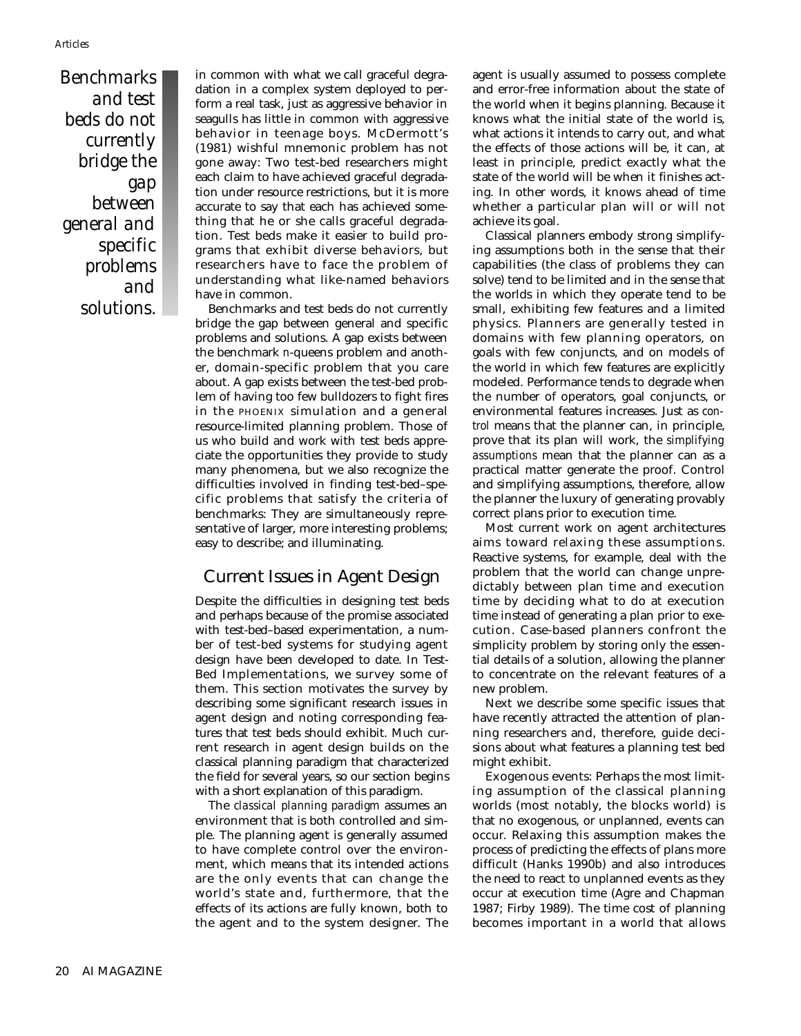in common with what we call graceful degradation in a complex system deployed to perform a real task, just as aggressive behavior in seagulls has little in common with aggressive behavior in teenage boys. McDermott's (1981) wishful mnemonic problem has not gone away: Two test-bed researchers might each claim to have achieved graceful degradation under resource restrictions, but it is more accurate to say that each has achieved something that he or she calls graceful degradation. Test beds make it easier to build programs that exhibit diverse behaviors, but researchers have to face the problem of understanding what like-named behaviors have in common.

*Benchmarks and test beds do not currently bridge the gap between general and specific problems and solutions.*

Benchmarks and test beds do not currently bridge the gap between general and specific problems and solutions. A gap exists between the benchmark *n*-queens problem and another, domain-specific problem that you care about. A gap exists between the test-bed problem of having too few bulldozers to fight fires in the PHOENIX simulation and a general resource-limited planning problem. Those of us who build and work with test beds appreciate the opportunities they provide to study many phenomena, but we also recognize the difficulties involved in finding test-bed–specific problems that satisfy the criteria of benchmarks: They are simultaneously representative of larger, more interesting problems; easy to describe; and illuminating.

## Current Issues in Agent Design

Despite the difficulties in designing test beds and perhaps because of the promise associated with test-bed–based experimentation, a number of test-bed systems for studying agent design have been developed to date. In Test-Bed Implementations, we survey some of them. This section motivates the survey by describing some significant research issues in agent design and noting corresponding features that test beds should exhibit. Much current research in agent design builds on the classical planning paradigm that characterized the field for several years, so our section begins with a short explanation of this paradigm.

The *classical planning paradigm* assumes an environment that is both controlled and simple. The planning agent is generally assumed to have complete control over the environment, which means that its intended actions are the only events that can change the world's state and, furthermore, that the effects of its actions are fully known, both to the agent and to the system designer. The agent is usually assumed to possess complete and error-free information about the state of the world when it begins planning. Because it knows what the initial state of the world is, what actions it intends to carry out, and what the effects of those actions will be, it can, at least in principle, predict exactly what the state of the world will be when it finishes acting. In other words, it knows ahead of time whether a particular plan will or will not achieve its goal.

Classical planners embody strong simplifying assumptions both in the sense that their capabilities (the class of problems they can solve) tend to be limited and in the sense that the worlds in which they operate tend to be small, exhibiting few features and a limited physics. Planners are generally tested in domains with few planning operators, on goals with few conjuncts, and on models of the world in which few features are explicitly modeled. Performance tends to degrade when the number of operators, goal conjuncts, or environmental features increases. Just as *control* means that the planner can, in principle, prove that its plan will work, the *simplifying assumptions* mean that the planner can as a practical matter generate the proof. Control and simplifying assumptions, therefore, allow the planner the luxury of generating provably correct plans prior to execution time.

Most current work on agent architectures aims toward relaxing these assumptions. Reactive systems, for example, deal with the problem that the world can change unpredictably between plan time and execution time by deciding what to do at execution time instead of generating a plan prior to execution. Case-based planners confront the simplicity problem by storing only the essential details of a solution, allowing the planner to concentrate on the relevant features of a new problem.

Next we describe some specific issues that have recently attracted the attention of planning researchers and, therefore, guide decisions about what features a planning test bed might exhibit.

Exogenous events: Perhaps the most limiting assumption of the classical planning worlds (most notably, the blocks world) is that no exogenous, or unplanned, events can occur. Relaxing this assumption makes the process of predicting the effects of plans more difficult (Hanks 1990b) and also introduces the need to react to unplanned events as they occur at execution time (Agre and Chapman 1987; Firby 1989). The time cost of planning becomes important in a world that allows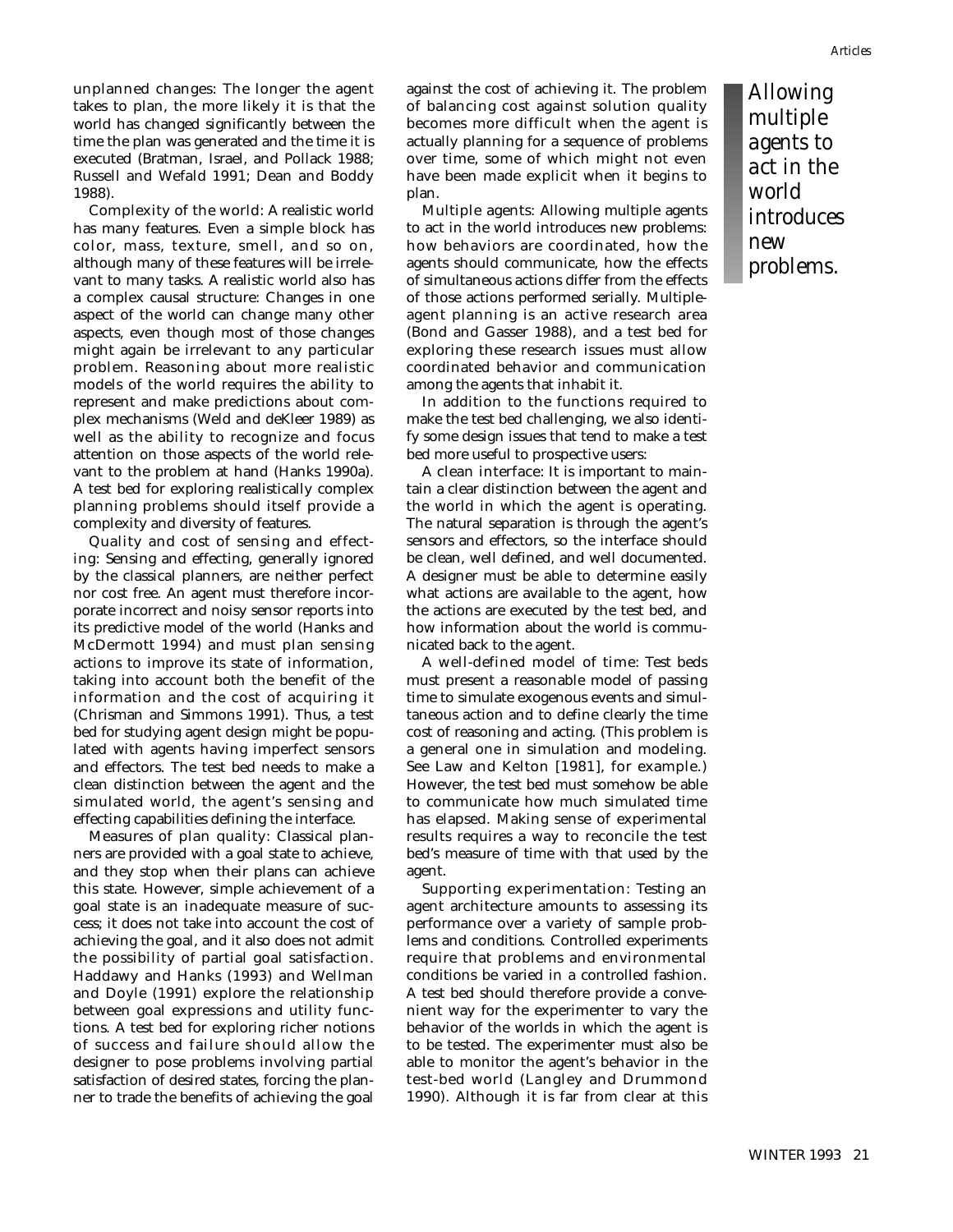unplanned changes: The longer the agent takes to plan, the more likely it is that the world has changed significantly between the time the plan was generated and the time it is executed (Bratman, Israel, and Pollack 1988; Russell and Wefald 1991; Dean and Boddy 1988).

Complexity of the world: A realistic world has many features. Even a simple block has color, mass, texture, smell, and so on, although many of these features will be irrelevant to many tasks. A realistic world also has a complex causal structure: Changes in one aspect of the world can change many other aspects, even though most of those changes might again be irrelevant to any particular problem. Reasoning about more realistic models of the world requires the ability to represent and make predictions about complex mechanisms (Weld and deKleer 1989) as well as the ability to recognize and focus attention on those aspects of the world relevant to the problem at hand (Hanks 1990a). A test bed for exploring realistically complex planning problems should itself provide a complexity and diversity of features.

Quality and cost of sensing and effecting: Sensing and effecting, generally ignored by the classical planners, are neither perfect nor cost free. An agent must therefore incorporate incorrect and noisy sensor reports into its predictive model of the world (Hanks and McDermott 1994) and must plan sensing actions to improve its state of information, taking into account both the benefit of the information and the cost of acquiring it (Chrisman and Simmons 1991). Thus, a test bed for studying agent design might be populated with agents having imperfect sensors and effectors. The test bed needs to make a clean distinction between the agent and the simulated world, the agent's sensing and effecting capabilities defining the interface.

Measures of plan quality: Classical planners are provided with a goal state to achieve, and they stop when their plans can achieve this state. However, simple achievement of a goal state is an inadequate measure of success; it does not take into account the cost of achieving the goal, and it also does not admit the possibility of partial goal satisfaction. Haddawy and Hanks (1993) and Wellman and Doyle (1991) explore the relationship between goal expressions and utility functions. A test bed for exploring richer notions of success and failure should allow the designer to pose problems involving partial satisfaction of desired states, forcing the planner to trade the benefits of achieving the goal against the cost of achieving it. The problem of balancing cost against solution quality becomes more difficult when the agent is actually planning for a sequence of problems over time, some of which might not even have been made explicit when it begins to plan.

Multiple agents: Allowing multiple agents to act in the world introduces new problems: how behaviors are coordinated, how the agents should communicate, how the effects of simultaneous actions differ from the effects of those actions performed serially. Multiple-agent planning is an active research area (Bond and Gasser 1988), and a test bed for exploring these research issues must allow coordinated behavior and communication among the agents that inhabit it.

*Allowing multiple agents to act in the world introduces new problems.*

In addition to the functions required to make the test bed challenging, we also identify some design issues that tend to make a test bed more useful to prospective users:

A clean interface: It is important to maintain a clear distinction between the agent and the world in which the agent is operating. The natural separation is through the agent's sensors and effectors, so the interface should be clean, well defined, and well documented. A designer must be able to determine easily what actions are available to the agent, how the actions are executed by the test bed, and how information about the world is communicated back to the agent.

A well-defined model of time: Test beds must present a reasonable model of passing time to simulate exogenous events and simultaneous action and to define clearly the time cost of reasoning and acting. (This problem is a general one in simulation and modeling. See Law and Kelton [1981], for example.) However, the test bed must somehow be able to communicate how much simulated time has elapsed. Making sense of experimental results requires a way to reconcile the test bed's measure of time with that used by the agent.

Supporting experimentation: Testing an agent architecture amounts to assessing its performance over a variety of sample problems and conditions. Controlled experiments require that problems and environmental conditions be varied in a controlled fashion. A test bed should therefore provide a convenient way for the experimenter to vary the behavior of the worlds in which the agent is to be tested. The experimenter must also be able to monitor the agent's behavior in the test-bed world (Langley and Drummond 1990). Although it is far from clear at this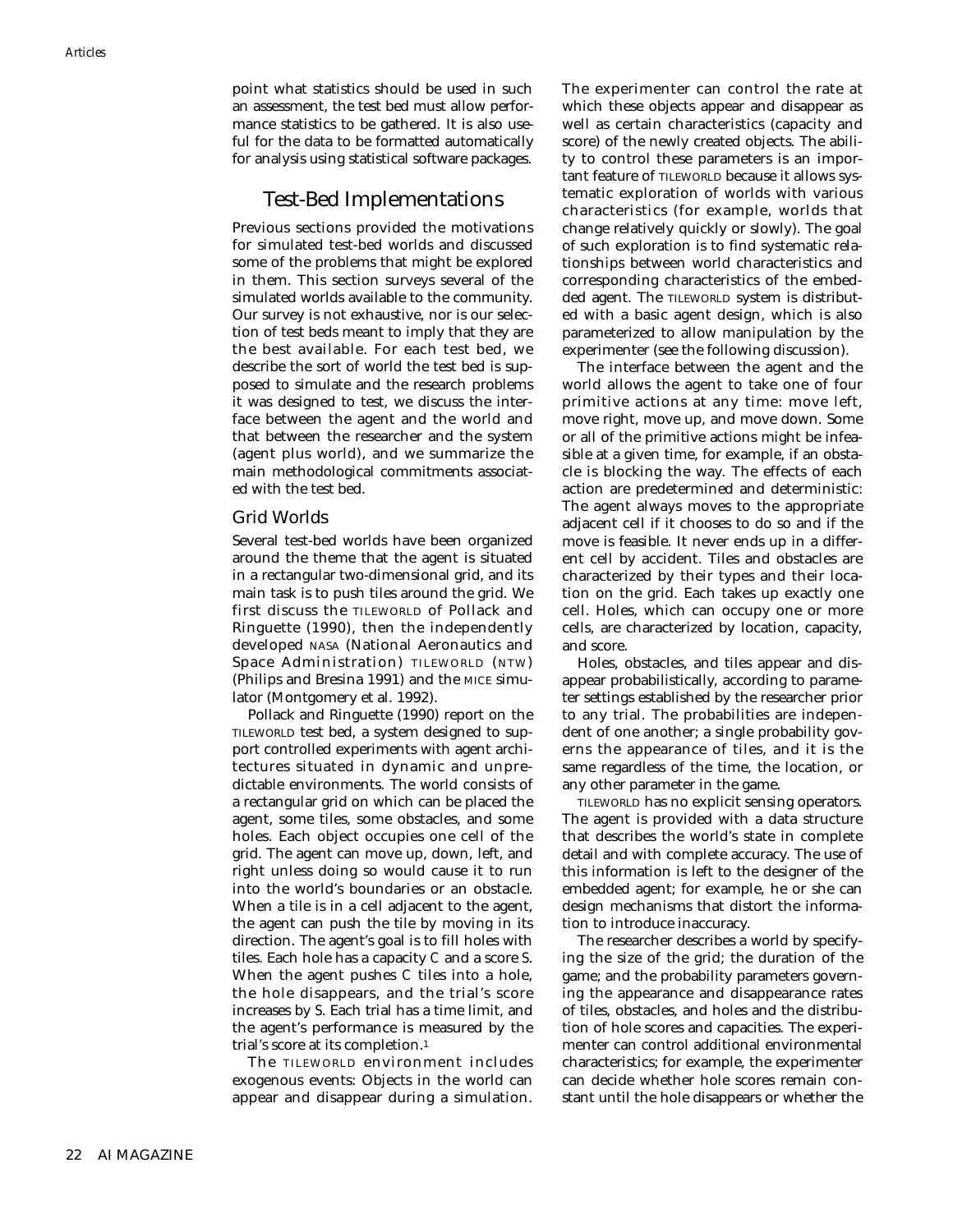point what statistics should be used in such an assessment, the test bed must allow performance statistics to be gathered. It is also useful for the data to be formatted automatically for analysis using statistical software packages.

## Test-Bed Implementations

Previous sections provided the motivations for simulated test-bed worlds and discussed some of the problems that might be explored in them. This section surveys several of the simulated worlds available to the community. Our survey is not exhaustive, nor is our selection of test beds meant to imply that they are the best available. For each test bed, we describe the sort of world the test bed is supposed to simulate and the research problems it was designed to test, we discuss the interface between the agent and the world and that between the researcher and the system (agent plus world), and we summarize the main methodological commitments associated with the test bed.

### Grid Worlds

Several test-bed worlds have been organized around the theme that the agent is situated in a rectangular two-dimensional grid, and its main task is to push tiles around the grid. We first discuss the TILEWORLD of Pollack and Ringuette (1990), then the independently developed NASA (National Aeronautics and Space Administration) TILEWORLD (NTW) (Philips and Bresina 1991) and the MICE simulator (Montgomery et al. 1992).

Pollack and Ringuette (1990) report on the TILEWORLD test bed, a system designed to support controlled experiments with agent architectures situated in dynamic and unpredictable environments. The world consists of a rectangular grid on which can be placed the agent, some tiles, some obstacles, and some holes. Each object occupies one cell of the grid. The agent can move up, down, left, and right unless doing so would cause it to run into the world's boundaries or an obstacle. When a tile is in a cell adjacent to the agent, the agent can push the tile by moving in its direction. The agent's goal is to fill holes with tiles. Each hole has a capacity *C* and a score *S*. When the agent pushes *C* tiles into a hole, the hole disappears, and the trial's score increases by *S*. Each trial has a time limit, and the agent's performance is measured by the trial's score at its completion.[1]

The TILEWORLD environment includes exogenous events: Objects in the world can appear and disappear during a simulation. The experimenter can control the rate at which these objects appear and disappear as well as certain characteristics (capacity and score) of the newly created objects. The ability to control these parameters is an important feature of TILEWORLD because it allows systematic exploration of worlds with various characteristics (for example, worlds that change relatively quickly or slowly). The goal of such exploration is to find systematic relationships between world characteristics and corresponding characteristics of the embedded agent. The TILEWORLD system is distributed with a basic agent design, which is also parameterized to allow manipulation by the experimenter (see the following discussion).

The interface between the agent and the world allows the agent to take one of four primitive actions at any time: move left, move right, move up, and move down. Some or all of the primitive actions might be infeasible at a given time, for example, if an obstacle is blocking the way. The effects of each action are predetermined and deterministic: The agent always moves to the appropriate adjacent cell if it chooses to do so and if the move is feasible. It never ends up in a different cell by accident. Tiles and obstacles are characterized by their types and their location on the grid. Each takes up exactly one cell. Holes, which can occupy one or more cells, are characterized by location, capacity, and score.

Holes, obstacles, and tiles appear and disappear probabilistically, according to parameter settings established by the researcher prior to any trial. The probabilities are independent of one another; a single probability governs the appearance of tiles, and it is the same regardless of the time, the location, or any other parameter in the game.

TILEWORLD has no explicit sensing operators. The agent is provided with a data structure that describes the world's state in complete detail and with complete accuracy. The use of this information is left to the designer of the embedded agent; for example, he or she can design mechanisms that distort the information to introduce inaccuracy.

The researcher describes a world by specifying the size of the grid; the duration of the game; and the probability parameters governing the appearance and disappearance rates of tiles, obstacles, and holes and the distribution of hole scores and capacities. The experimenter can control additional environmental characteristics; for example, the experimenter can decide whether hole scores remain constant until the hole disappears or whether the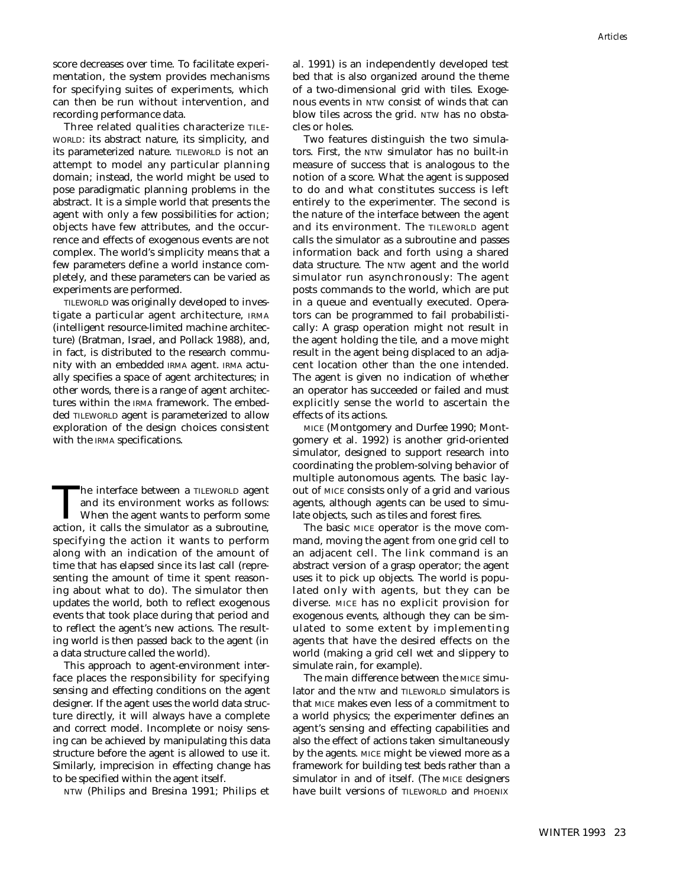score decreases over time. To facilitate experimentation, the system provides mechanisms for specifying suites of experiments, which can then be run without intervention, and recording performance data.

Three related qualities characterize TILEWORLD: its abstract nature, its simplicity, and its parameterized nature. TILEWORLD is not an attempt to model any particular planning domain; instead, the world might be used to pose paradigmatic planning problems in the abstract. It is a simple world that presents the agent with only a few possibilities for action; objects have few attributes, and the occurrence and effects of exogenous events are not complex. The world's simplicity means that a few parameters define a world instance completely, and these parameters can be varied as experiments are performed.

TILEWORLD was originally developed to investigate a particular agent architecture, IRMA (intelligent resource-limited machine architecture) (Bratman, Israel, and Pollack 1988), and, in fact, is distributed to the research community with an embedded IRMA agent. IRMA actually specifies a space of agent architectures; in other words, there is a range of agent architectures within the IRMA framework. The embedded TILEWORLD agent is parameterized to allow exploration of the design choices consistent with the IRMA specifications.

The interface between a TILEWORLD agent and its environment works as follows: When the agent wants to perform some action, it calls the simulator as a subroutine, specifying the action it wants to perform along with an indication of the amount of time that has elapsed since its last call (representing the amount of time it spent reasoning about what to do). The simulator then updates the world, both to reflect exogenous events that took place during that period and to reflect the agent's new actions. The resulting world is then passed back to the agent (in a data structure called the world).

This approach to agent-environment interface places the responsibility for specifying sensing and effecting conditions on the agent designer. If the agent uses the world data structure directly, it will always have a complete and correct model. Incomplete or noisy sensing can be achieved by manipulating this data structure before the agent is allowed to use it. Similarly, imprecision in effecting change has to be specified within the agent itself.

NTW (Philips and Bresina 1991; Philips et al. 1991) is an independently developed test bed that is also organized around the theme of a two-dimensional grid with tiles. Exogenous events in NTW consist of winds that can blow tiles across the grid. NTW has no obstacles or holes.

Two features distinguish the two simulators. First, the NTW simulator has no built-in measure of success that is analogous to the notion of a score. What the agent is supposed to do and what constitutes success is left entirely to the experimenter. The second is the nature of the interface between the agent and its environment. The TILEWORLD agent calls the simulator as a subroutine and passes information back and forth using a shared data structure. The NTW agent and the world simulator run asynchronously: The agent posts commands to the world, which are put in a queue and eventually executed. Operators can be programmed to fail probabilistically: A grasp operation might not result in the agent holding the tile, and a move might result in the agent being displaced to an adjacent location other than the one intended. The agent is given no indication of whether an operator has succeeded or failed and must explicitly sense the world to ascertain the effects of its actions.

MICE (Montgomery and Durfee 1990; Montgomery et al. 1992) is another grid-oriented simulator, designed to support research into coordinating the problem-solving behavior of multiple autonomous agents. The basic layout of MICE consists only of a grid and various agents, although agents can be used to simulate objects, such as tiles and forest fires.

The basic MICE operator is the move command, moving the agent from one grid cell to an adjacent cell. The link command is an abstract version of a grasp operator; the agent uses it to pick up objects. The world is populated only with agents, but they can be diverse. MICE has no explicit provision for exogenous events, although they can be simulated to some extent by implementing agents that have the desired effects on the world (making a grid cell wet and slippery to simulate rain, for example).

The main difference between the MICE simulator and the NTW and TILEWORLD simulators is that MICE makes even less of a commitment to a world physics; the experimenter defines an agent's sensing and effecting capabilities and also the effect of actions taken simultaneously by the agents. MICE might be viewed more as a framework for building test beds rather than a simulator in and of itself. (The MICE designers have built versions of TILEWORLD and PHOENIX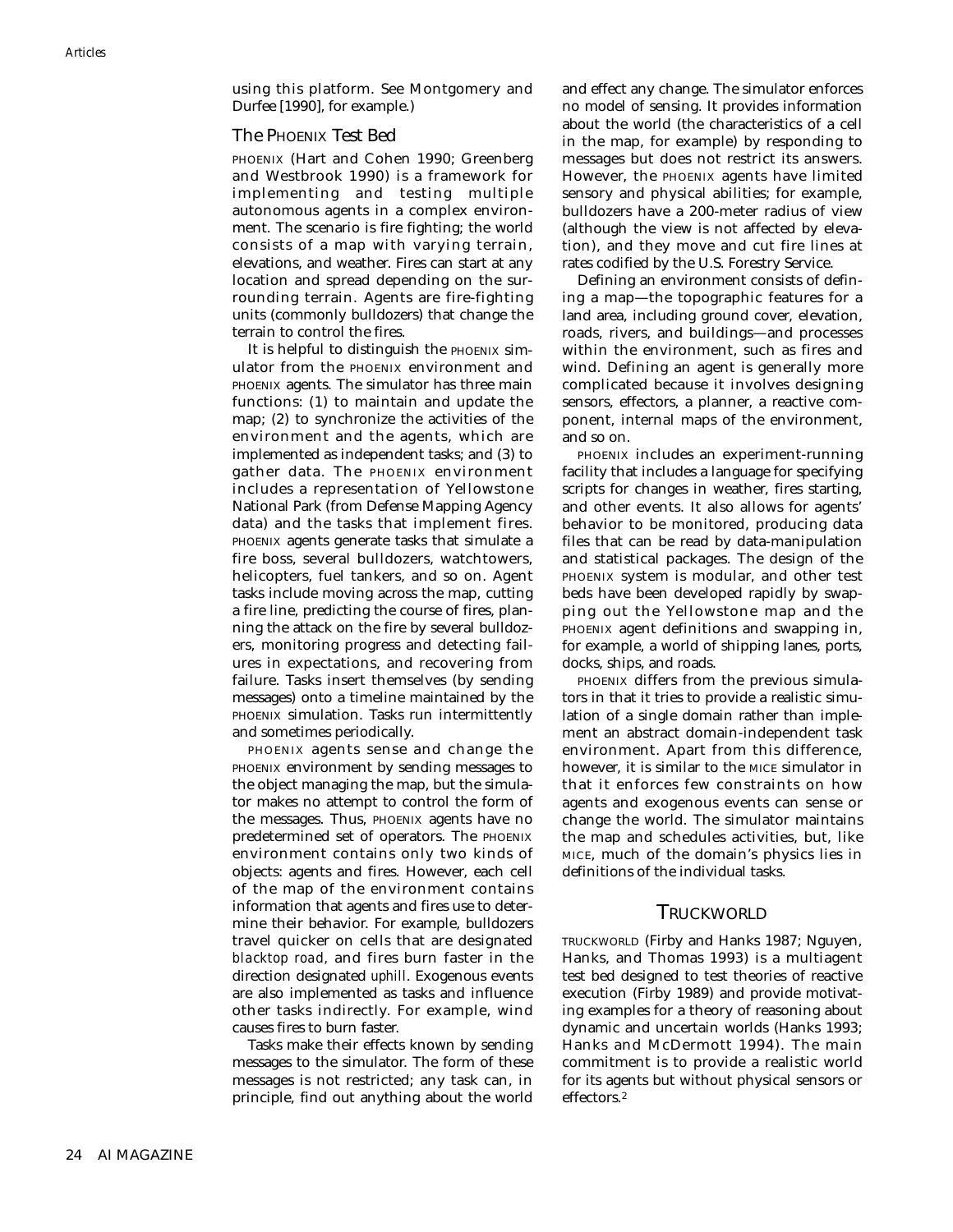using this platform. See Montgomery and Durfee [1990], for example.)

## The PHOENIX Test Bed

PHOENIX (Hart and Cohen 1990; Greenberg and Westbrook 1990) is a framework for implementing and testing multiple autonomous agents in a complex environment. The scenario is fire fighting; the world consists of a map with varying terrain, elevations, and weather. Fires can start at any location and spread depending on the surrounding terrain. Agents are fire-fighting units (commonly bulldozers) that change the terrain to control the fires.

It is helpful to distinguish the PHOENIX simulator from the PHOENIX environment and PHOENIX agents. The simulator has three main functions: (1) to maintain and update the map; (2) to synchronize the activities of the environment and the agents, which are implemented as independent tasks; and (3) to gather data. The PHOENIX environment includes a representation of Yellowstone National Park (from Defense Mapping Agency data) and the tasks that implement fires. PHOENIX agents generate tasks that simulate a fire boss, several bulldozers, watchtowers, helicopters, fuel tankers, and so on. Agent tasks include moving across the map, cutting a fire line, predicting the course of fires, planning the attack on the fire by several bulldozers, monitoring progress and detecting failures in expectations, and recovering from failure. Tasks insert themselves (by sending messages) onto a timeline maintained by the PHOENIX simulation. Tasks run intermittently and sometimes periodically.

PHOENIX agents sense and change the PHOENIX environment by sending messages to the object managing the map, but the simulator makes no attempt to control the form of the messages. Thus, PHOENIX agents have no predetermined set of operators. The PHOENIX environment contains only two kinds of objects: agents and fires. However, each cell of the map of the environment contains information that agents and fires use to determine their behavior. For example, bulldozers travel quicker on cells that are designated *blacktop road*, and fires burn faster in the direction designated *uphill*. Exogenous events are also implemented as tasks and influence other tasks indirectly. For example, wind causes fires to burn faster.

Tasks make their effects known by sending messages to the simulator. The form of these messages is not restricted; any task can, in principle, find out anything about the world and effect any change. The simulator enforces no model of sensing. It provides information about the world (the characteristics of a cell in the map, for example) by responding to messages but does not restrict its answers. However, the PHOENIX agents have limited sensory and physical abilities; for example, bulldozers have a 200-meter radius of view (although the view is not affected by elevation), and they move and cut fire lines at rates codified by the U.S. Forestry Service.

Defining an environment consists of defining a map—the topographic features for a land area, including ground cover, elevation, roads, rivers, and buildings—and processes within the environment, such as fires and wind. Defining an agent is generally more complicated because it involves designing sensors, effectors, a planner, a reactive component, internal maps of the environment, and so on.

PHOENIX includes an experiment-running facility that includes a language for specifying scripts for changes in weather, fires starting, and other events. It also allows for agents' behavior to be monitored, producing data files that can be read by data-manipulation and statistical packages. The design of the PHOENIX system is modular, and other test beds have been developed rapidly by swapping out the Yellowstone map and the PHOENIX agent definitions and swapping in, for example, a world of shipping lanes, ports, docks, ships, and roads.

PHOENIX differs from the previous simulators in that it tries to provide a realistic simulation of a single domain rather than implement an abstract domain-independent task environment. Apart from this difference, however, it is similar to the MICE simulator in that it enforces few constraints on how agents and exogenous events can sense or change the world. The simulator maintains the map and schedules activities, but, like MICE, much of the domain's physics lies in definitions of the individual tasks.

## TRUCKWORLD

TRUCKWORLD (Firby and Hanks 1987; Nguyen, Hanks, and Thomas 1993) is a multiagent test bed designed to test theories of reactive execution (Firby 1989) and provide motivating examples for a theory of reasoning about dynamic and uncertain worlds (Hanks 1993; Hanks and McDermott 1994). The main commitment is to provide a realistic world for its agents but without physical sensors or effectors.[2]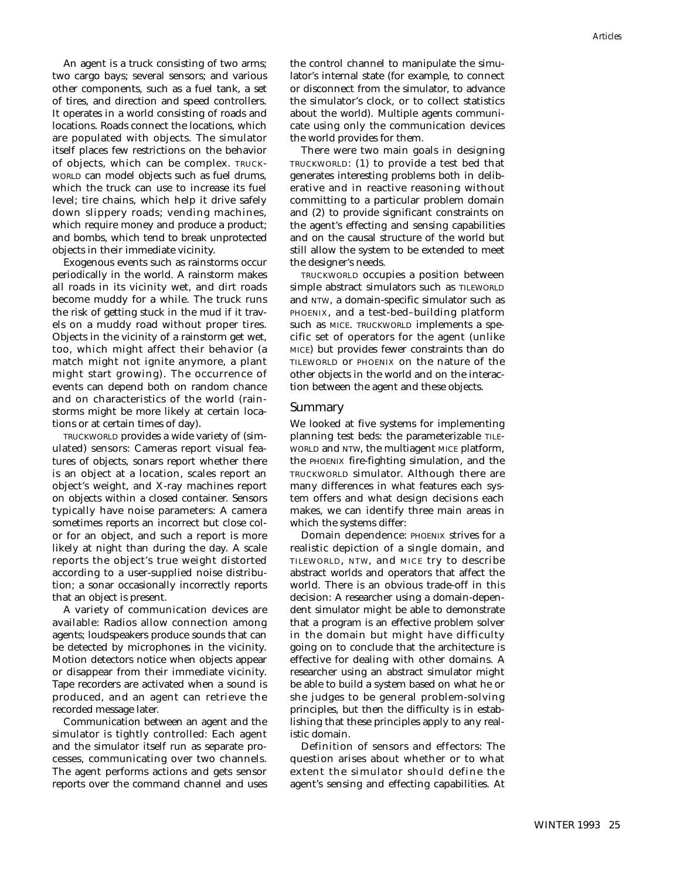An agent is a truck consisting of two arms; two cargo bays; several sensors; and various other components, such as a fuel tank, a set of tires, and direction and speed controllers. It operates in a world consisting of roads and locations. Roads connect the locations, which are populated with objects. The simulator itself places few restrictions on the behavior of objects, which can be complex. TRUCKWORLD can model objects such as fuel drums, which the truck can use to increase its fuel level; tire chains, which help it drive safely down slippery roads; vending machines, which require money and produce a product; and bombs, which tend to break unprotected objects in their immediate vicinity.

Exogenous events such as rainstorms occur periodically in the world. A rainstorm makes all roads in its vicinity wet, and dirt roads become muddy for a while. The truck runs the risk of getting stuck in the mud if it travels on a muddy road without proper tires. Objects in the vicinity of a rainstorm get wet, too, which might affect their behavior (a match might not ignite anymore, a plant might start growing). The occurrence of events can depend both on random chance and on characteristics of the world (rainstorms might be more likely at certain locations or at certain times of day).

TRUCKWORLD provides a wide variety of (simulated) sensors: Cameras report visual features of objects, sonars report whether there is an object at a location, scales report an object's weight, and X-ray machines report on objects within a closed container. Sensors typically have noise parameters: A camera sometimes reports an incorrect but close color for an object, and such a report is more likely at night than during the day. A scale reports the object's true weight distorted according to a user-supplied noise distribution; a sonar occasionally incorrectly reports that an object is present.

A variety of communication devices are available: Radios allow connection among agents; loudspeakers produce sounds that can be detected by microphones in the vicinity. Motion detectors notice when objects appear or disappear from their immediate vicinity. Tape recorders are activated when a sound is produced, and an agent can retrieve the recorded message later.

Communication between an agent and the simulator is tightly controlled: Each agent and the simulator itself run as separate processes, communicating over two channels. The agent performs actions and gets sensor reports over the command channel and uses the control channel to manipulate the simulator's internal state (for example, to connect or disconnect from the simulator, to advance the simulator's clock, or to collect statistics about the world). Multiple agents communicate using only the communication devices the world provides for them.

There were two main goals in designing TRUCKWORLD: (1) to provide a test bed that generates interesting problems both in deliberative and in reactive reasoning without committing to a particular problem domain and (2) to provide significant constraints on the agent's effecting and sensing capabilities and on the causal structure of the world but still allow the system to be extended to meet the designer's needs.

TRUCKWORLD occupies a position between simple abstract simulators such as TILEWORLD and NTW, a domain-specific simulator such as PHOENIX, and a test-bed–building platform such as MICE. TRUCKWORLD implements a specific set of operators for the agent (unlike MICE) but provides fewer constraints than do TILEWORLD or PHOENIX on the nature of the other objects in the world and on the interaction between the agent and these objects.

## Summary

We looked at five systems for implementing planning test beds: the parameterizable TILEWORLD and NTW, the multiagent MICE platform, the PHOENIX fire-fighting simulation, and the TRUCKWORLD simulator. Although there are many differences in what features each system offers and what design decisions each makes, we can identify three main areas in which the systems differ:

Domain dependence: PHOENIX strives for a realistic depiction of a single domain, and TILEWORLD, NTW, and MICE try to describe abstract worlds and operators that affect the world. There is an obvious trade-off in this decision: A researcher using a domain-dependent simulator might be able to demonstrate that a program is an effective problem solver in the domain but might have difficulty going on to conclude that the architecture is effective for dealing with other domains. A researcher using an abstract simulator might be able to build a system based on what he or she judges to be general problem-solving principles, but then the difficulty is in establishing that these principles apply to any realistic domain.

Definition of sensors and effectors: The question arises about whether or to what extent the simulator should define the agent's sensing and effecting capabilities. At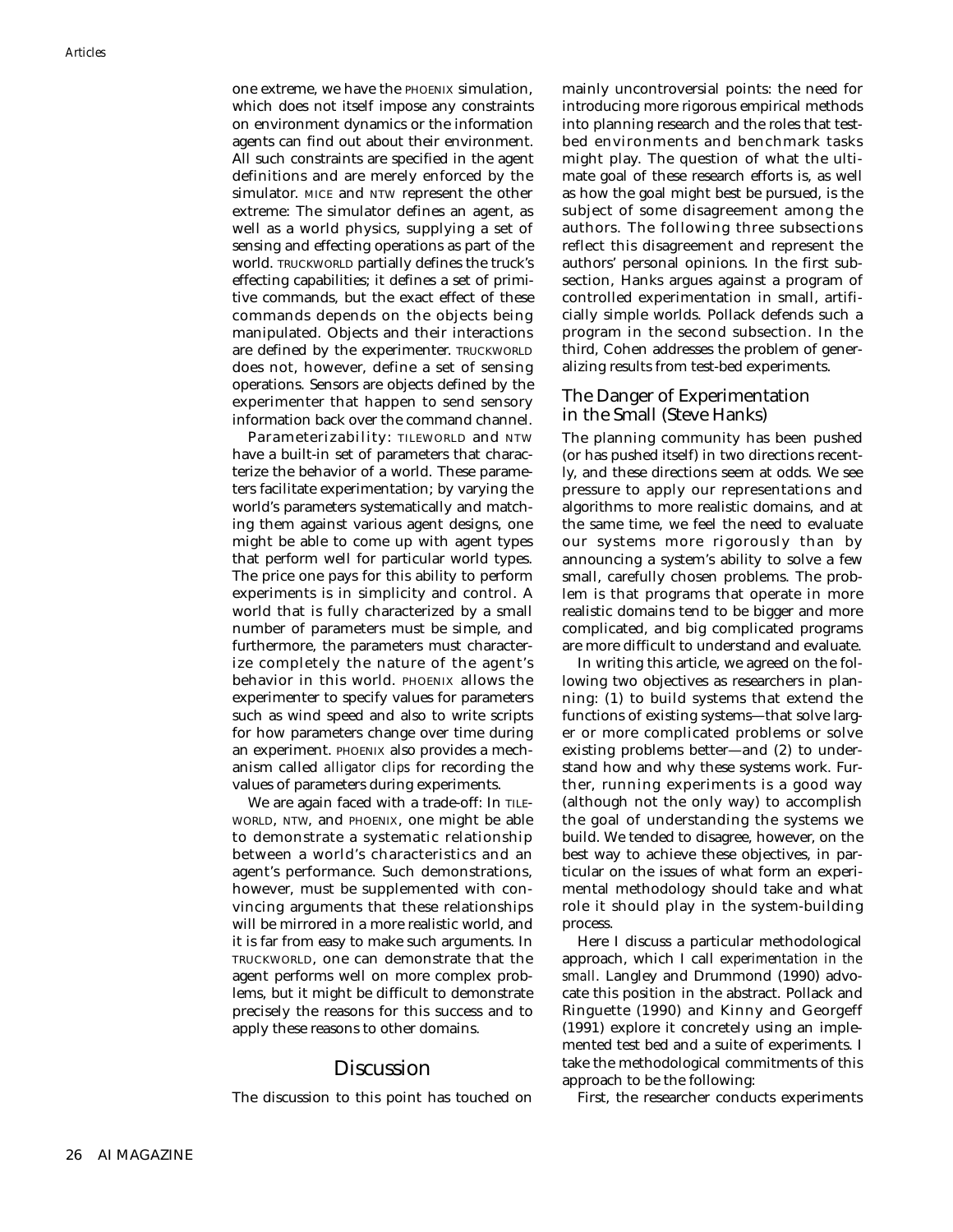one extreme, we have the PHOENIX simulation, which does not itself impose any constraints on environment dynamics or the information agents can find out about their environment. All such constraints are specified in the agent definitions and are merely enforced by the simulator. MICE and NTW represent the other extreme: The simulator defines an agent, as well as a world physics, supplying a set of sensing and effecting operations as part of the world. TRUCKWORLD partially defines the truck's effecting capabilities; it defines a set of primitive commands, but the exact effect of these commands depends on the objects being manipulated. Objects and their interactions are defined by the experimenter. TRUCKWORLD does not, however, define a set of sensing operations. Sensors are objects defined by the experimenter that happen to send sensory information back over the command channel.

Parameterizability: TILEWORLD and NTW have a built-in set of parameters that characterize the behavior of a world. These parameters facilitate experimentation; by varying the world's parameters systematically and matching them against various agent designs, one might be able to come up with agent types that perform well for particular world types. The price one pays for this ability to perform experiments is in simplicity and control. A world that is fully characterized by a small number of parameters must be simple, and furthermore, the parameters must characterize completely the nature of the agent's behavior in this world. PHOENIX allows the experimenter to specify values for parameters such as wind speed and also to write scripts for how parameters change over time during an experiment. PHOENIX also provides a mechanism called *alligator clips* for recording the values of parameters during experiments.

We are again faced with a trade-off: In TILEWORLD, NTW, and PHOENIX, one might be able to demonstrate a systematic relationship between a world's characteristics and an agent's performance. Such demonstrations, however, must be supplemented with convincing arguments that these relationships will be mirrored in a more realistic world, and it is far from easy to make such arguments. In TRUCKWORLD, one can demonstrate that the agent performs well on more complex problems, but it might be difficult to demonstrate precisely the reasons for this success and to apply these reasons to other domains.

## Discussion

The discussion to this point has touched on mainly uncontroversial points: the need for introducing more rigorous empirical methods into planning research and the roles that test-bed environments and benchmark tasks might play. The question of what the ultimate goal of these research efforts is, as well as how the goal might best be pursued, is the subject of some disagreement among the authors. The following three subsections reflect this disagreement and represent the authors' personal opinions. In the first subsection, Hanks argues against a program of controlled experimentation in small, artificially simple worlds. Pollack defends such a program in the second subsection. In the third, Cohen addresses the problem of generalizing results from test-bed experiments.

### The Danger of Experimentation in the Small (Steve Hanks)

The planning community has been pushed (or has pushed itself) in two directions recently, and these directions seem at odds. We see pressure to apply our representations and algorithms to more realistic domains, and at the same time, we feel the need to evaluate our systems more rigorously than by announcing a system's ability to solve a few small, carefully chosen problems. The problem is that programs that operate in more realistic domains tend to be bigger and more complicated, and big complicated programs are more difficult to understand and evaluate.

In writing this article, we agreed on the following two objectives as researchers in planning: (1) to build systems that extend the functions of existing systems—that solve larger or more complicated problems or solve existing problems better—and (2) to understand how and why these systems work. Further, running experiments is a good way (although not the only way) to accomplish the goal of understanding the systems we build. We tended to disagree, however, on the best way to achieve these objectives, in particular on the issues of what form an experimental methodology should take and what role it should play in the system-building process.

Here I discuss a particular methodological approach, which I call *experimentation in the small*. Langley and Drummond (1990) advocate this position in the abstract. Pollack and Ringuette (1990) and Kinny and Georgeff (1991) explore it concretely using an implemented test bed and a suite of experiments. I take the methodological commitments of this approach to be the following:

First, the researcher conducts experiments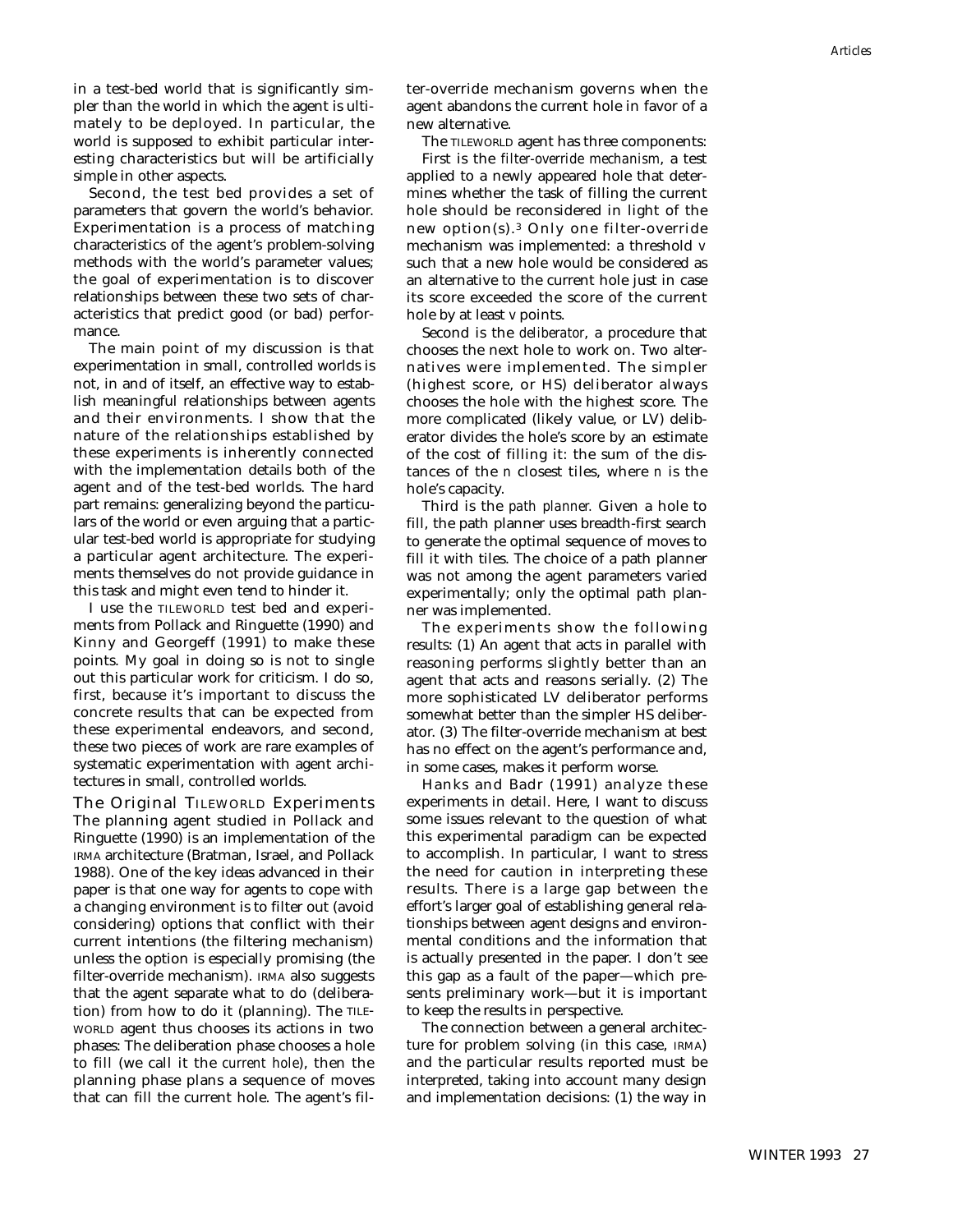in a test-bed world that is significantly simpler than the world in which the agent is ultimately to be deployed. In particular, the world is supposed to exhibit particular interesting characteristics but will be artificially simple in other aspects.

Second, the test bed provides a set of parameters that govern the world's behavior. Experimentation is a process of matching characteristics of the agent's problem-solving methods with the world's parameter values; the goal of experimentation is to discover relationships between these two sets of characteristics that predict good (or bad) performance.

The main point of my discussion is that experimentation in small, controlled worlds is not, in and of itself, an effective way to establish meaningful relationships between agents and their environments. I show that the nature of the relationships established by these experiments is inherently connected with the implementation details both of the agent and of the test-bed worlds. The hard part remains: generalizing beyond the particulars of the world or even arguing that a particular test-bed world is appropriate for studying a particular agent architecture. The experiments themselves do not provide guidance in this task and might even tend to hinder it.

I use the TILEWORLD test bed and experiments from Pollack and Ringuette (1990) and Kinny and Georgeff (1991) to make these points. My goal in doing so is not to single out this particular work for criticism. I do so, first, because it's important to discuss the concrete results that can be expected from these experimental endeavors, and second, these two pieces of work are rare examples of systematic experimentation with agent architectures in small, controlled worlds.

## The Original TILEWORLD Experiments

The planning agent studied in Pollack and Ringuette (1990) is an implementation of the IRMA architecture (Bratman, Israel, and Pollack 1988). One of the key ideas advanced in their paper is that one way for agents to cope with a changing environment is to filter out (avoid considering) options that conflict with their current intentions (the filtering mechanism) unless the option is especially promising (the filter-override mechanism). IRMA also suggests that the agent separate what to do (deliberation) from how to do it (planning). The TILEWORLD agent thus chooses its actions in two phases: The deliberation phase chooses a hole to fill (we call it the *current hole*), then the planning phase plans a sequence of moves that can fill the current hole. The agent's filter-override mechanism governs when the agent abandons the current hole in favor of a new alternative.

The TILEWORLD agent has three components:

First is the *filter-override mechanism*, a test applied to a newly appeared hole that determines whether the task of filling the current hole should be reconsidered in light of the new option(s).[3] Only one filter-override mechanism was implemented: a threshold *v* such that a new hole would be considered as an alternative to the current hole just in case its score exceeded the score of the current hole by at least *v* points.

Second is the *deliberator*, a procedure that chooses the next hole to work on. Two alternatives were implemented. The simpler (highest score, or HS) deliberator always chooses the hole with the highest score. The more complicated (likely value, or LV) deliberator divides the hole's score by an estimate of the cost of filling it: the sum of the distances of the *n* closest tiles, where *n* is the hole's capacity.

Third is the *path planner.* Given a hole to fill, the path planner uses breadth-first search to generate the optimal sequence of moves to fill it with tiles. The choice of a path planner was not among the agent parameters varied experimentally; only the optimal path planner was implemented.

The experiments show the following results: (1) An agent that acts in parallel with reasoning performs slightly better than an agent that acts and reasons serially. (2) The more sophisticated LV deliberator performs somewhat better than the simpler HS deliberator. (3) The filter-override mechanism at best has no effect on the agent's performance and, in some cases, makes it perform worse.

Hanks and Badr (1991) analyze these experiments in detail. Here, I want to discuss some issues relevant to the question of what this experimental paradigm can be expected to accomplish. In particular, I want to stress the need for caution in interpreting these results. There is a large gap between the effort's larger goal of establishing general relationships between agent designs and environmental conditions and the information that is actually presented in the paper. I don't see this gap as a fault of the paper—which presents preliminary work—but it is important to keep the results in perspective.

The connection between a general architecture for problem solving (in this case, IRMA) and the particular results reported must be interpreted, taking into account many design and implementation decisions: (1) the way in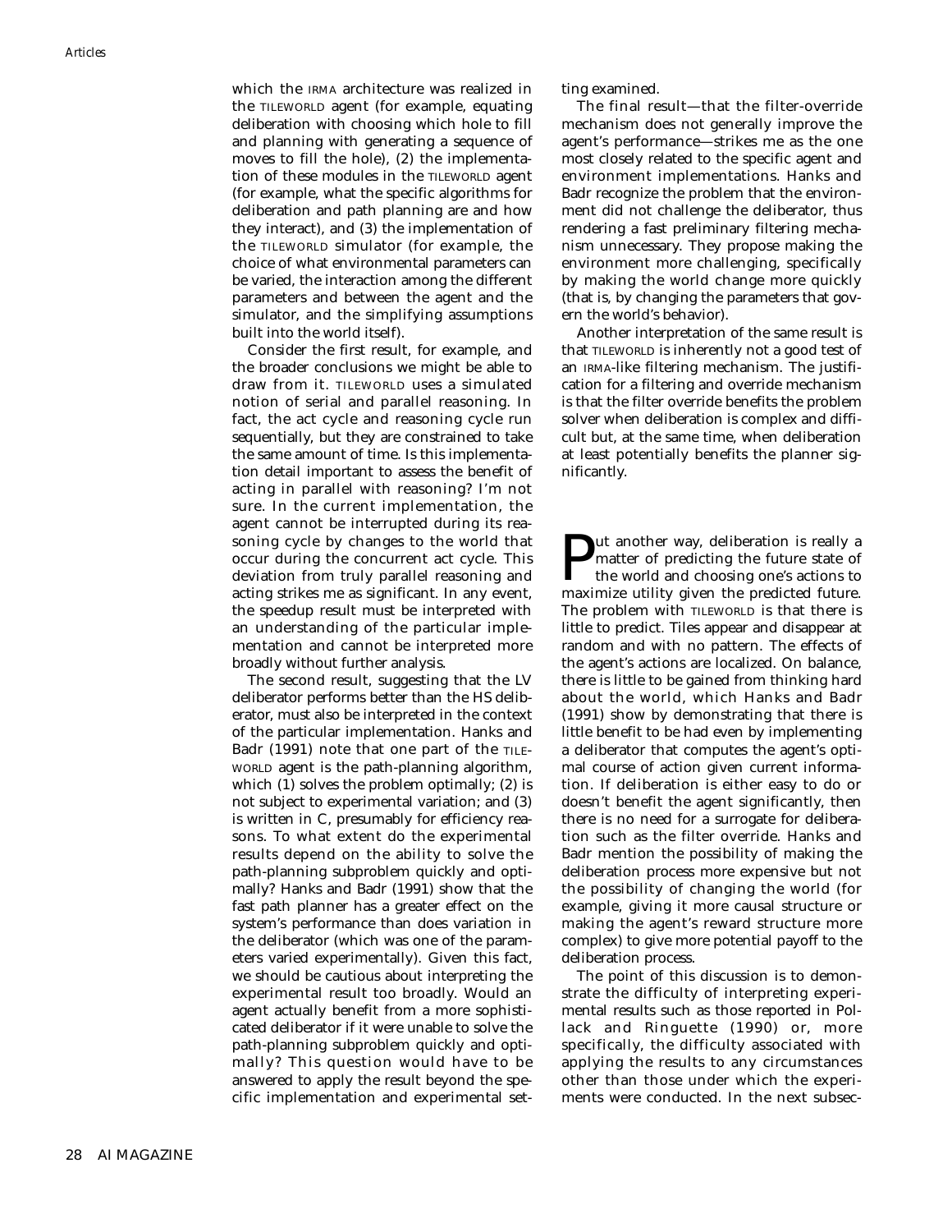which the IRMA architecture was realized in the TILEWORLD agent (for example, equating deliberation with choosing which hole to fill and planning with generating a sequence of moves to fill the hole), (2) the implementation of these modules in the TILEWORLD agent (for example, what the specific algorithms for deliberation and path planning are and how they interact), and (3) the implementation of the TILEWORLD simulator (for example, the choice of what environmental parameters can be varied, the interaction among the different parameters and between the agent and the simulator, and the simplifying assumptions built into the world itself).

Consider the first result, for example, and the broader conclusions we might be able to draw from it. TILEWORLD uses a simulated notion of serial and parallel reasoning. In fact, the act cycle and reasoning cycle run sequentially, but they are constrained to take the same amount of time. Is this implementation detail important to assess the benefit of acting in parallel with reasoning? I'm not sure. In the current implementation, the agent cannot be interrupted during its reasoning cycle by changes to the world that occur during the concurrent act cycle. This deviation from truly parallel reasoning and acting strikes me as significant. In any event, the speedup result must be interpreted with an understanding of the particular implementation and cannot be interpreted more broadly without further analysis.

The second result, suggesting that the LV deliberator performs better than the HS deliberator, must also be interpreted in the context of the particular implementation. Hanks and Badr (1991) note that one part of the TILEWORLD agent is the path-planning algorithm, which (1) solves the problem optimally; (2) is not subject to experimental variation; and (3) is written in C, presumably for efficiency reasons. To what extent do the experimental results depend on the ability to solve the path-planning subproblem quickly and optimally? Hanks and Badr (1991) show that the fast path planner has a greater effect on the system's performance than does variation in the deliberator (which was one of the parameters varied experimentally). Given this fact, we should be cautious about interpreting the experimental result too broadly. Would an agent actually benefit from a more sophisticated deliberator if it were unable to solve the path-planning subproblem quickly and optimally? This question would have to be answered to apply the result beyond the specific implementation and experimental setting examined.

The final result—that the filter-override mechanism does not generally improve the agent's performance—strikes me as the one most closely related to the specific agent and environment implementations. Hanks and Badr recognize the problem that the environment did not challenge the deliberator, thus rendering a fast preliminary filtering mechanism unnecessary. They propose making the environment more challenging, specifically by making the world change more quickly (that is, by changing the parameters that govern the world's behavior).

Another interpretation of the same result is that TILEWORLD is inherently not a good test of an IRMA-like filtering mechanism. The justification for a filtering and override mechanism is that the filter override benefits the problem solver when deliberation is complex and difficult but, at the same time, when deliberation at least potentially benefits the planner significantly.

Put another way, deliberation is really a matter of predicting the future state of the world and choosing one's actions to maximize utility given the predicted future. The problem with TILEWORLD is that there is little to predict. Tiles appear and disappear at random and with no pattern. The effects of the agent's actions are localized. On balance, there is little to be gained from thinking hard about the world, which Hanks and Badr (1991) show by demonstrating that there is little benefit to be had even by implementing a deliberator that computes the agent's optimal course of action given current information. If deliberation is either easy to do or doesn't benefit the agent significantly, then there is no need for a surrogate for deliberation such as the filter override. Hanks and Badr mention the possibility of making the deliberation process more expensive but not the possibility of changing the world (for example, giving it more causal structure or making the agent's reward structure more complex) to give more potential payoff to the deliberation process.

The point of this discussion is to demonstrate the difficulty of interpreting experimental results such as those reported in Pollack and Ringuette (1990) or, more specifically, the difficulty associated with applying the results to any circumstances other than those under which the experiments were conducted. In the next subsec-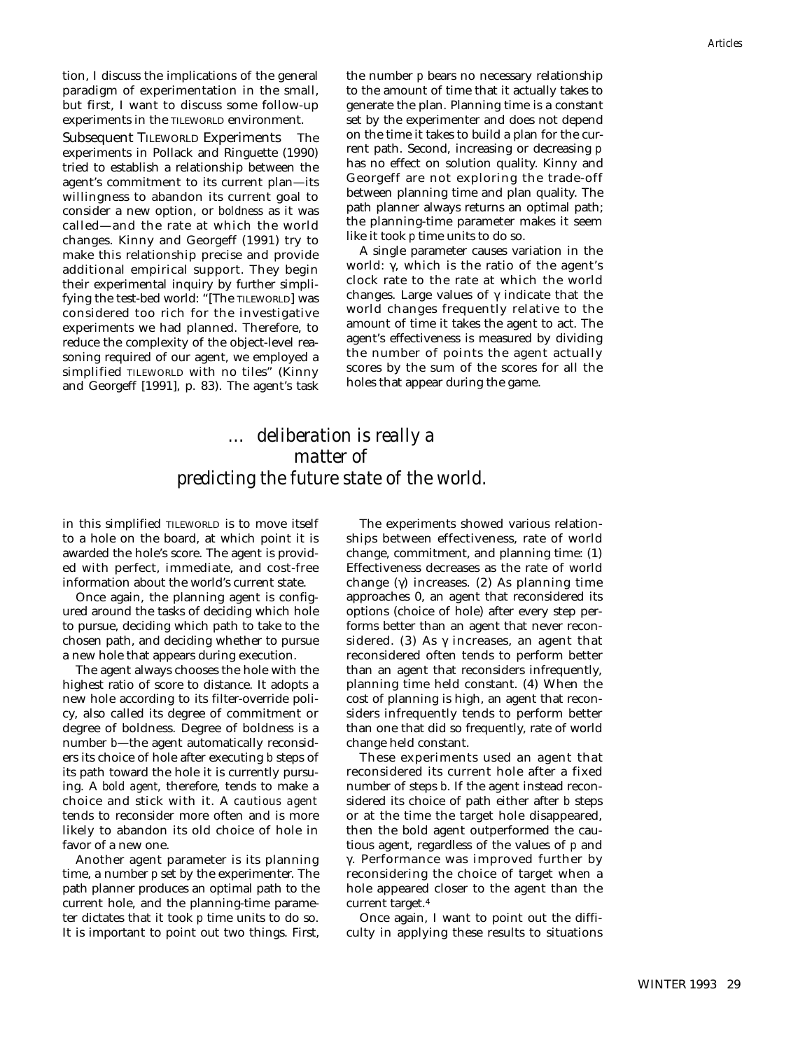tion, I discuss the implications of the general paradigm of experimentation in the small, but first, I want to discuss some follow-up experiments in the TILEWORLD environment.

**Subsequent TILEWORLD Experiments** The experiments in Pollack and Ringuette (1990) tried to establish a relationship between the agent's commitment to its current plan—its willingness to abandon its current goal to consider a new option, or *boldness* as it was called—and the rate at which the world changes. Kinny and Georgeff (1991) try to make this relationship precise and provide additional empirical support. They begin their experimental inquiry by further simplifying the test-bed world: "[The TILEWORLD] was considered too rich for the investigative experiments we had planned. Therefore, to reduce the complexity of the object-level reasoning required of our agent, we employed a simplified TILEWORLD with no tiles" (Kinny and Georgeff [1991], p. 83). The agent's task in this simplified TILEWORLD is to move itself to a hole on the board, at which point it is awarded the hole's score. The agent is provided with perfect, immediate, and cost-free information about the world's current state.

Once again, the planning agent is configured around the tasks of deciding which hole to pursue, deciding which path to take to the chosen path, and deciding whether to pursue a new hole that appears during execution.

The agent always chooses the hole with the highest ratio of score to distance. It adopts a new hole according to its filter-override policy, also called its degree of commitment or degree of boldness. Degree of boldness is a number *b*—the agent automatically reconsiders its choice of hole after executing *b* steps of its path toward the hole it is currently pursuing. A *bold agent,* therefore, tends to make a choice and stick with it. A *cautious agent* tends to reconsider more often and is more likely to abandon its old choice of hole in favor of a new one.

Another agent parameter is its planning time, a number *p* set by the experimenter. The path planner produces an optimal path to the current hole, and the planning-time parameter dictates that it took *p* time units to do so. It is important to point out two things. First, the number *p* bears no necessary relationship to the amount of time that it actually takes to generate the plan. Planning time is a constant set by the experimenter and does not depend on the time it takes to build a plan for the current path. Second, increasing or decreasing *p* has no effect on solution quality. Kinny and Georgeff are not exploring the trade-off between planning time and plan quality. The path planner always returns an optimal path; the planning-time parameter makes it seem like it took *p* time units to do so.

A single parameter causes variation in the world: $\gamma$, which is the ratio of the agent's clock rate to the rate at which the world changes. Large values of $\gamma$ indicate that the world changes frequently relative to the amount of time it takes the agent to act. The agent's effectiveness is measured by dividing the number of points the agent actually scores by the sum of the scores for all the holes that appear during the game.

> *… deliberation is really a matter of predicting the future state of the world.*

The experiments showed various relationships between effectiveness, rate of world change, commitment, and planning time: (1) Effectiveness decreases as the rate of world change ($\gamma$) increases. (2) As planning time approaches 0, an agent that reconsidered its options (choice of hole) after every step performs better than an agent that never reconsidered. (3) As $\gamma$ increases, an agent that reconsidered often tends to perform better than an agent that reconsiders infrequently, planning time held constant. (4) When the cost of planning is high, an agent that reconsiders infrequently tends to perform better than one that did so frequently, rate of world change held constant.

These experiments used an agent that reconsidered its current hole after a fixed number of steps *b*. If the agent instead reconsidered its choice of path either after *b* steps or at the time the target hole disappeared, then the bold agent outperformed the cautious agent, regardless of the values of *p* and $\gamma$. Performance was improved further by reconsidering the choice of target when a hole appeared closer to the agent than the current target.[4]

Once again, I want to point out the difficulty in applying these results to situations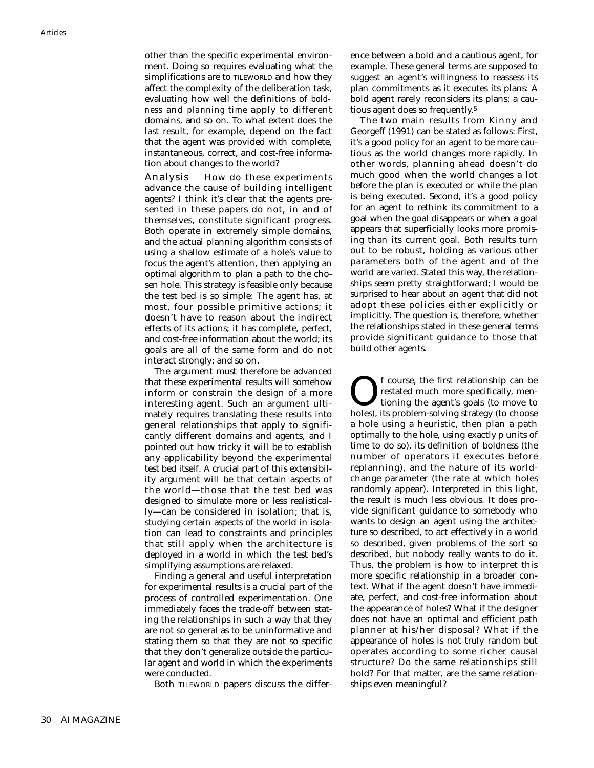other than the specific experimental environment. Doing so requires evaluating what the simplifications are to TILEWORLD and how they affect the complexity of the deliberation task, evaluating how well the definitions of *boldness* and *planning time* apply to different domains, and so on. To what extent does the last result, for example, depend on the fact that the agent was provided with complete, instantaneous, correct, and cost-free information about changes to the world?

**Analysis** How do these experiments advance the cause of building intelligent agents? I think it's clear that the agents presented in these papers do not, in and of themselves, constitute significant progress. Both operate in extremely simple domains, and the actual planning algorithm consists of using a shallow estimate of a hole's value to focus the agent's attention, then applying an optimal algorithm to plan a path to the chosen hole. This strategy is feasible only because the test bed is so simple: The agent has, at most, four possible primitive actions; it doesn't have to reason about the indirect effects of its actions; it has complete, perfect, and cost-free information about the world; its goals are all of the same form and do not interact strongly; and so on.

The argument must therefore be advanced that these experimental results will somehow inform or constrain the design of a more interesting agent. Such an argument ultimately requires translating these results into general relationships that apply to significantly different domains and agents, and I pointed out how tricky it will be to establish any applicability beyond the experimental test bed itself. A crucial part of this extensibility argument will be that certain aspects of the world—those that the test bed was designed to simulate more or less realistically—can be considered in isolation; that is, studying certain aspects of the world in isolation can lead to constraints and principles that still apply when the architecture is deployed in a world in which the test bed's simplifying assumptions are relaxed.

Finding a general and useful interpretation for experimental results is a crucial part of the process of controlled experimentation. One immediately faces the trade-off between stating the relationships in such a way that they are not so general as to be uninformative and stating them so that they are not so specific that they don't generalize outside the particular agent and world in which the experiments were conducted.

Both TILEWORLD papers discuss the difference between a bold and a cautious agent, for example. These general terms are supposed to suggest an agent's willingness to reassess its plan commitments as it executes its plans: A bold agent rarely reconsiders its plans; a cautious agent does so frequently.[5]

The two main results from Kinny and Georgeff (1991) can be stated as follows: First, it's a good policy for an agent to be more cautious as the world changes more rapidly. In other words, planning ahead doesn't do much good when the world changes a lot before the plan is executed or while the plan is being executed. Second, it's a good policy for an agent to rethink its commitment to a goal when the goal disappears or when a goal appears that superficially looks more promising than its current goal. Both results turn out to be robust, holding as various other parameters both of the agent and of the world are varied. Stated this way, the relationships seem pretty straightforward; I would be surprised to hear about an agent that did not adopt these policies either explicitly or implicitly. The question is, therefore, whether the relationships stated in these general terms provide significant guidance to those that build other agents.

Of course, the first relationship can be restated much more specifically, mentioning the agent's goals (to move to holes), its problem-solving strategy (to choose a hole using a heuristic, then plan a path optimally to the hole, using exactly $p$ units of time to do so), its definition of boldness (the number of operators it executes before replanning), and the nature of its world-change parameter (the rate at which holes randomly appear). Interpreted in this light, the result is much less obvious. It does provide significant guidance to somebody who wants to design an agent using the architecture so described, to act effectively in a world so described, given problems of the sort so described, but nobody really wants to do it. Thus, the problem is how to interpret this more specific relationship in a broader context. What if the agent doesn't have immediate, perfect, and cost-free information about the appearance of holes? What if the designer does not have an optimal and efficient path planner at his/her disposal? What if the appearance of holes is not truly random but operates according to some richer causal structure? Do the same relationships still hold? For that matter, are the same relationships even meaningful?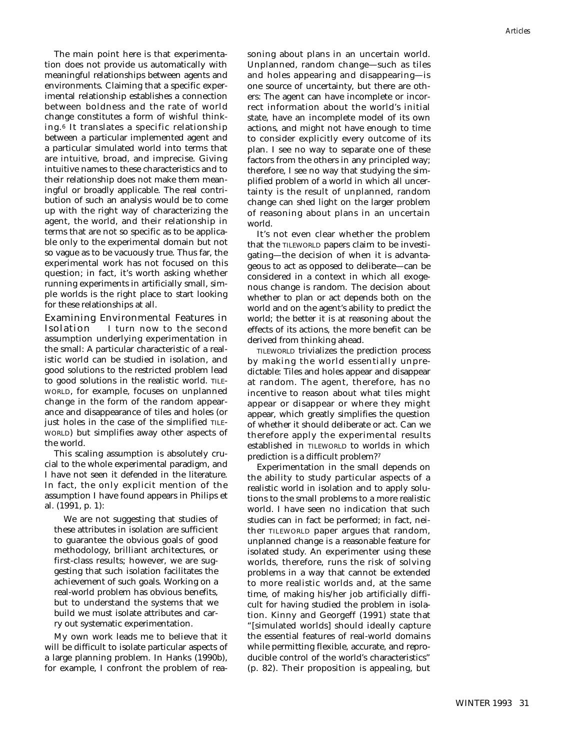The main point here is that experimentation does not provide us automatically with meaningful relationships between agents and environments. Claiming that a specific experimental relationship establishes a connection between boldness and the rate of world change constitutes a form of wishful thinking.[6] It translates a specific relationship between a particular implemented agent and a particular simulated world into terms that are intuitive, broad, and imprecise. Giving intuitive names to these characteristics and to their relationship does not make them meaningful or broadly applicable. The real contribution of such an analysis would be to come up with the right way of characterizing the agent, the world, and their relationship in terms that are not so specific as to be applicable only to the experimental domain but not so vague as to be vacuously true. Thus far, the experimental work has not focused on this question; in fact, it's worth asking whether running experiments in artificially small, simple worlds is the right place to start looking for these relationships at all.

### Examining Environmental Features in Isolation

I turn now to the second assumption underlying experimentation in the small: A particular characteristic of a realistic world can be studied in isolation, and good solutions to the restricted problem lead to good solutions in the realistic world. TILEWORLD, for example, focuses on unplanned change in the form of the random appearance and disappearance of tiles and holes (or just holes in the case of the simplified TILEWORLD) but simplifies away other aspects of the world.

This scaling assumption is absolutely crucial to the whole experimental paradigm, and I have not seen it defended in the literature. In fact, the only explicit mention of the assumption I have found appears in Philips et al. (1991, p. 1):

> We are not suggesting that studies of these attributes in isolation are sufficient to guarantee the obvious goals of good methodology, brilliant architectures, or first-class results; however, we are suggesting that such isolation facilitates the achievement of such goals. Working on a real-world problem has obvious benefits, but to understand the systems that we build we must isolate attributes and carry out systematic experimentation.

My own work leads me to believe that it will be difficult to isolate particular aspects of a large planning problem. In Hanks (1990b), for example, I confront the problem of reasoning about plans in an uncertain world. Unplanned, random change—such as tiles and holes appearing and disappearing—is one source of uncertainty, but there are others: The agent can have incomplete or incorrect information about the world's initial state, have an incomplete model of its own actions, and might not have enough to time to consider explicitly every outcome of its plan. I see no way to separate one of these factors from the others in any principled way; therefore, I see no way that studying the simplified problem of a world in which all uncertainty is the result of unplanned, random change can shed light on the larger problem of reasoning about plans in an uncertain world.

It's not even clear whether the problem that the TILEWORLD papers claim to be investigating—the decision of when it is advantageous to act as opposed to deliberate—can be considered in a context in which all exogenous change is random. The decision about whether to plan or act depends both on the world and on the agent's ability to predict the world; the better it is at reasoning about the effects of its actions, the more benefit can be derived from thinking ahead.

TILEWORLD trivializes the prediction process by making the world essentially unpredictable: Tiles and holes appear and disappear at random. The agent, therefore, has no incentive to reason about what tiles might appear or disappear or where they might appear, which greatly simplifies the question of whether it should deliberate or act. Can we therefore apply the experimental results established in TILEWORLD to worlds in which prediction is a difficult problem?[7]

Experimentation in the small depends on the ability to study particular aspects of a realistic world in isolation and to apply solutions to the small problems to a more realistic world. I have seen no indication that such studies can in fact be performed; in fact, neither TILEWORLD paper argues that random, unplanned change is a reasonable feature for isolated study. An experimenter using these worlds, therefore, runs the risk of solving problems in a way that cannot be extended to more realistic worlds and, at the same time, of making his/her job artificially difficult for having studied the problem in isolation. Kinny and Georgeff (1991) state that "[simulated worlds] should ideally capture the essential features of real-world domains while permitting flexible, accurate, and reproducible control of the world's characteristics" (p. 82). Their proposition is appealing, but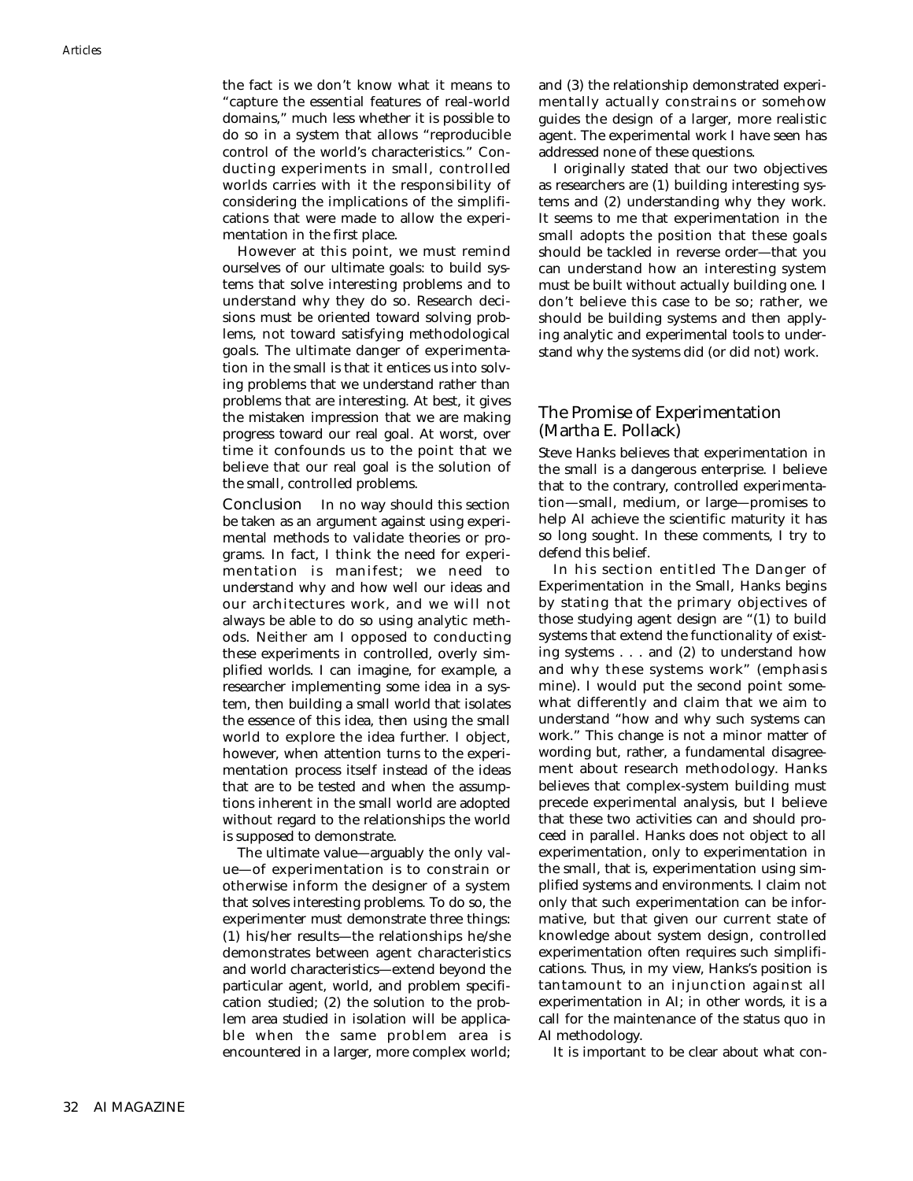the fact is we don't know what it means to "capture the essential features of real-world domains," much less whether it is possible to do so in a system that allows "reproducible control of the world's characteristics." Conducting experiments in small, controlled worlds carries with it the responsibility of considering the implications of the simplifications that were made to allow the experimentation in the first place.

However at this point, we must remind ourselves of our ultimate goals: to build systems that solve interesting problems and to understand why they do so. Research decisions must be oriented toward solving problems, not toward satisfying methodological goals. The ultimate danger of experimentation in the small is that it entices us into solving problems that we understand rather than problems that are interesting. At best, it gives the mistaken impression that we are making progress toward our real goal. At worst, over time it confounds us to the point that we believe that our real goal is the solution of the small, controlled problems.

**Conclusion** In no way should this section be taken as an argument against using experimental methods to validate theories or programs. In fact, I think the need for experimentation is manifest; we need to understand why and how well our ideas and our architectures work, and we will not always be able to do so using analytic methods. Neither am I opposed to conducting these experiments in controlled, overly simplified worlds. I can imagine, for example, a researcher implementing some idea in a system, then building a small world that isolates the essence of this idea, then using the small world to explore the idea further. I object, however, when attention turns to the experimentation process itself instead of the ideas that are to be tested and when the assumptions inherent in the small world are adopted without regard to the relationships the world is supposed to demonstrate.

The ultimate value—arguably the only value—of experimentation is to constrain or otherwise inform the designer of a system that solves interesting problems. To do so, the experimenter must demonstrate three things: (1) his/her results—the relationships he/she demonstrates between agent characteristics and world characteristics—extend beyond the particular agent, world, and problem specification studied; (2) the solution to the problem area studied in isolation will be applicable when the same problem area is encountered in a larger, more complex world; and (3) the relationship demonstrated experimentally actually constrains or somehow guides the design of a larger, more realistic agent. The experimental work I have seen has addressed none of these questions.

I originally stated that our two objectives as researchers are (1) building interesting systems and (2) understanding why they work. It seems to me that experimentation in the small adopts the position that these goals should be tackled in reverse order—that you can understand how an interesting system must be built without actually building one. I don't believe this case to be so; rather, we should be building systems and then applying analytic and experimental tools to understand why the systems did (or did not) work.

## The Promise of Experimentation (Martha E. Pollack)

Steve Hanks believes that experimentation in the small is a dangerous enterprise. I believe that to the contrary, controlled experimentation—small, medium, or large—promises to help AI achieve the scientific maturity it has so long sought. In these comments, I try to defend this belief.

In his section entitled The Danger of Experimentation in the Small, Hanks begins by stating that the primary objectives of those studying agent design are "(1) to build systems that extend the functionality of existing systems . . . and (2) to understand how and why *these* systems work" (emphasis mine). I would put the second point somewhat differently and claim that we aim to understand "how and why *such* systems *can* work." This change is not a minor matter of wording but, rather, a fundamental disagreement about research methodology. Hanks believes that complex-system building must precede experimental analysis, but I believe that these two activities can and should proceed in parallel. Hanks does not object to all experimentation, only to experimentation in the small, that is, experimentation using simplified systems and environments. I claim not only that such experimentation can be informative, but that given our current state of knowledge about system design, controlled experimentation often requires such simplifications. Thus, in my view, Hanks's position is tantamount to an injunction against all experimentation in AI; in other words, it is a call for the maintenance of the status quo in AI methodology.

It is important to be clear about what con-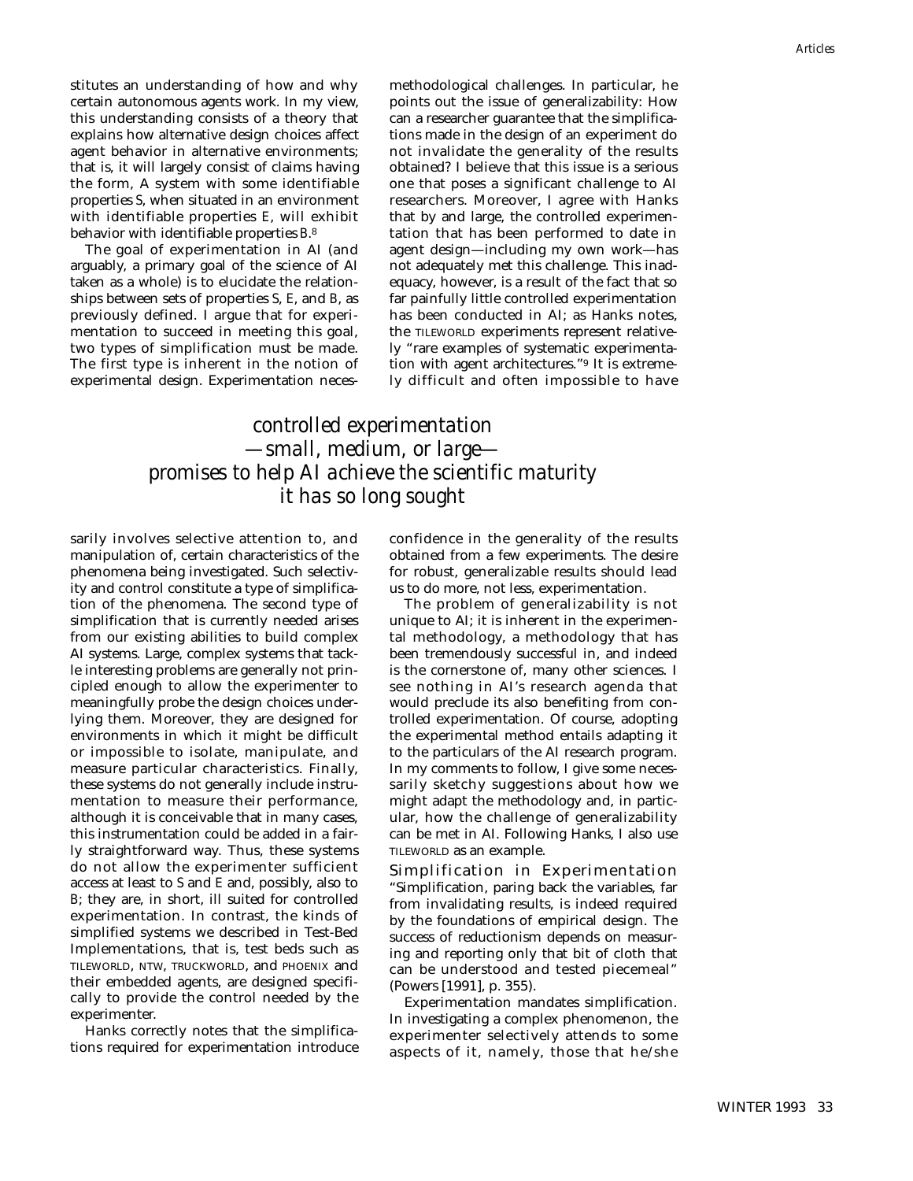stitutes an understanding of how and why certain autonomous agents work. In my view, this understanding consists of a theory that explains how alternative design choices affect agent behavior in alternative environments; that is, it will largely consist of claims having the form, A system with some identifiable properties *S*, when situated in an environment with identifiable properties *E*, will exhibit behavior with identifiable properties *B*.[8]

The goal of experimentation in AI (and arguably, a primary goal of the science of AI taken as a whole) is to elucidate the relationships between sets of properties *S*, *E*, and *B*, as previously defined. I argue that for experimentation to succeed in meeting this goal, two types of simplification must be made. The first type is inherent in the notion of experimental design. Experimentation necessarily involves selective attention to, and manipulation of, certain characteristics of the phenomena being investigated. Such selectivity and control constitute a type of simplification of the phenomena. The second type of simplification that is currently needed arises from our existing abilities to build complex AI systems. Large, complex systems that tackle interesting problems are generally not principled enough to allow the experimenter to meaningfully probe the design choices underlying them. Moreover, they are designed for environments in which it might be difficult or impossible to isolate, manipulate, and measure particular characteristics. Finally, these systems do not generally include instrumentation to measure their performance, although it is conceivable that in many cases, this instrumentation could be added in a fairly straightforward way. Thus, these systems do not allow the experimenter sufficient access at least to *S* and *E* and, possibly, also to *B*; they are, in short, ill suited for controlled experimentation. In contrast, the kinds of simplified systems we described in Test-Bed Implementations, that is, test beds such as TILEWORLD, NTW, TRUCKWORLD, and PHOENIX and their embedded agents, are designed specifically to provide the control needed by the experimenter.

Hanks correctly notes that the simplifications required for experimentation introduce methodological challenges. In particular, he points out the issue of generalizability: How can a researcher guarantee that the simplifications made in the design of an experiment do not invalidate the generality of the results obtained? I believe that this issue is a serious one that poses a significant challenge to AI researchers. Moreover, I agree with Hanks that by and large, the controlled experimentation that has been performed to date in agent design—including my own work—has not adequately met this challenge. This inadequacy, however, is a result of the fact that so far painfully little controlled experimentation has been conducted in AI; as Hanks notes, the TILEWORLD experiments represent relatively "rare examples of systematic experimentation with agent architectures."[9] It is extremely difficult and often impossible to have confidence in the generality of the results obtained from a few experiments. The desire for robust, generalizable results should lead us to do more, not less, experimentation.

*controlled experimentation —small, medium, or large— promises to help AI achieve the scientific maturity it has so long sought*

The problem of generalizability is not unique to AI; it is inherent in the experimental methodology, a methodology that has been tremendously successful in, and indeed is the cornerstone of, many other sciences. I see nothing in AI's research agenda that would preclude its also benefiting from controlled experimentation. Of course, adopting the experimental method entails adapting it to the particulars of the AI research program. In my comments to follow, I give some necessarily sketchy suggestions about how we might adapt the methodology and, in particular, how the challenge of generalizability can be met in AI. Following Hanks, I also use TILEWORLD as an example.

### Simplification in Experimentation

"Simplification, paring back the variables, far from invalidating results, is indeed required by the foundations of empirical design. The success of reductionism depends on measuring and reporting only that bit of cloth that can be understood and tested piecemeal" (Powers [1991], p. 355).

Experimentation mandates simplification. In investigating a complex phenomenon, the experimenter selectively attends to some aspects of it, namely, those that he/she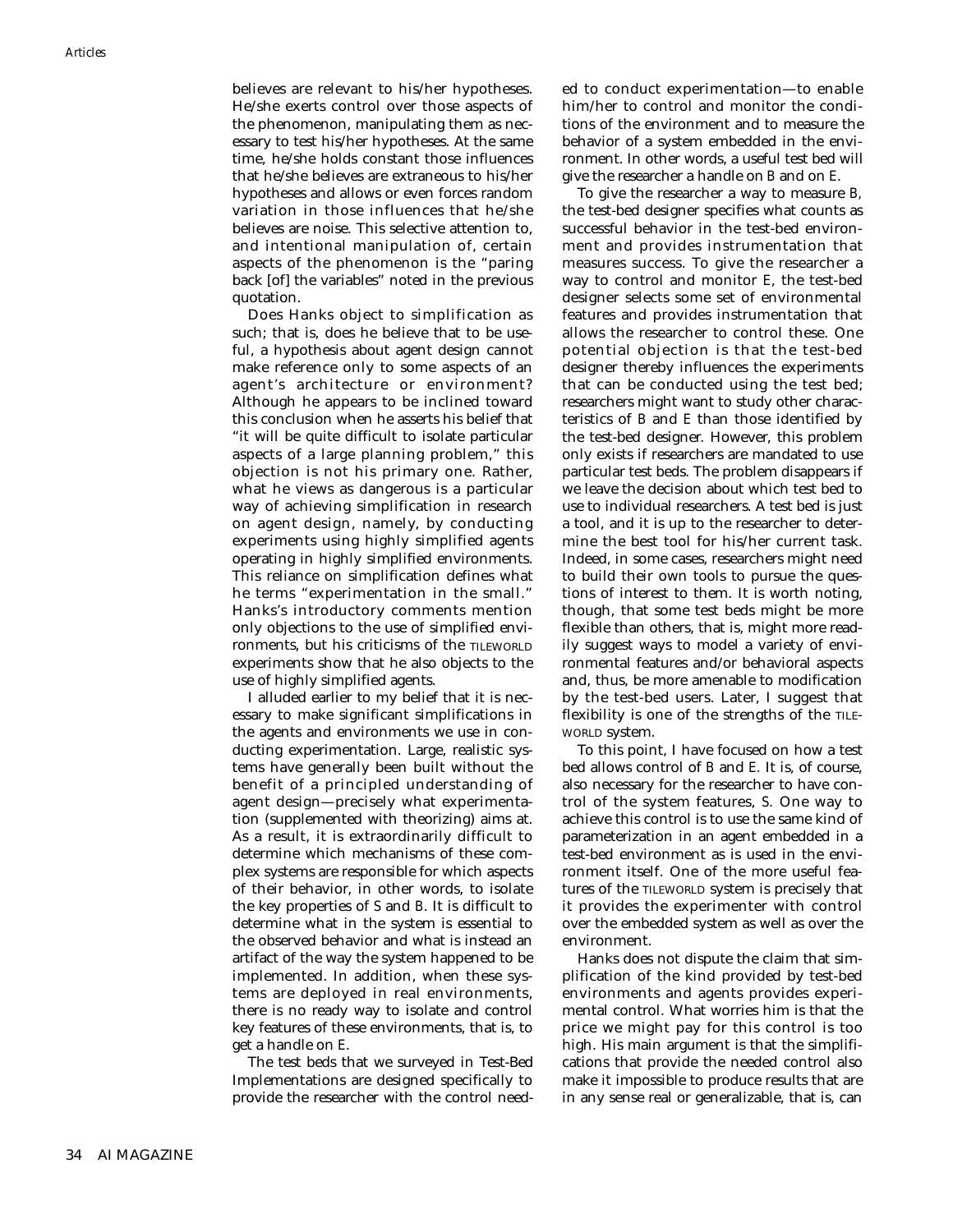believes are relevant to his/her hypotheses. He/she exerts control over those aspects of the phenomenon, manipulating them as necessary to test his/her hypotheses. At the same time, he/she holds constant those influences that he/she believes are extraneous to his/her hypotheses and allows or even forces random variation in those influences that he/she believes are noise. This selective attention to, and intentional manipulation of, certain aspects of the phenomenon is the "paring back [of] the variables" noted in the previous quotation.

Does Hanks object to simplification as such; that is, does he believe that to be useful, a hypothesis about agent design cannot make reference only to some aspects of an agent's architecture or environment? Although he appears to be inclined toward this conclusion when he asserts his belief that "it will be quite difficult to isolate particular aspects of a large planning problem," this objection is not his primary one. Rather, what he views as dangerous is a particular way of achieving simplification in research on agent design, namely, by conducting experiments using highly simplified agents operating in highly simplified environments. This reliance on simplification defines what he terms "experimentation in the small." Hanks's introductory comments mention only objections to the use of simplified environments, but his criticisms of the TILEWORLD experiments show that he also objects to the use of highly simplified agents.

I alluded earlier to my belief that it is necessary to make significant simplifications in the agents and environments we use in conducting experimentation. Large, realistic systems have generally been built without the benefit of a principled understanding of agent design—precisely what experimentation (supplemented with theorizing) aims at. As a result, it is extraordinarily difficult to determine which mechanisms of these complex systems are responsible for which aspects of their behavior, in other words, to isolate the key properties of *S* and *B*. It is difficult to determine what in the system is essential to the observed behavior and what is instead an artifact of the way the system happened to be implemented. In addition, when these systems are deployed in real environments, there is no ready way to isolate and control key features of these environments, that is, to get a handle on *E*.

The test beds that we surveyed in Test-Bed Implementations are designed specifically to provide the researcher with the control needed to conduct experimentation—to enable him/her to control and monitor the conditions of the environment and to measure the behavior of a system embedded in the environment. In other words, a useful test bed will give the researcher a handle on *B* and on *E*.

To give the researcher a way to measure *B*, the test-bed designer specifies what counts as successful behavior in the test-bed environment and provides instrumentation that measures success. To give the researcher a way to control and monitor *E*, the test-bed designer selects some set of environmental features and provides instrumentation that allows the researcher to control these. One potential objection is that the test-bed designer thereby influences the experiments that can be conducted using the test bed; researchers might want to study other characteristics of *B* and *E* than those identified by the test-bed designer. However, this problem only exists if researchers are mandated to use particular test beds. The problem disappears if we leave the decision about which test bed to use to individual researchers. A test bed is just a tool, and it is up to the researcher to determine the best tool for his/her current task. Indeed, in some cases, researchers might need to build their own tools to pursue the questions of interest to them. It is worth noting, though, that some test beds might be more flexible than others, that is, might more readily suggest ways to model a variety of environmental features and/or behavioral aspects and, thus, be more amenable to modification by the test-bed users. Later, I suggest that flexibility is one of the strengths of the TILEWORLD system.

To this point, I have focused on how a test bed allows control of *B* and *E*. It is, of course, also necessary for the researcher to have control of the system features, *S*. One way to achieve this control is to use the same kind of parameterization in an agent embedded in a test-bed environment as is used in the environment itself. One of the more useful features of the TILEWORLD system is precisely that it provides the experimenter with control over the embedded system as well as over the environment.

Hanks does not dispute the claim that simplification of the kind provided by test-bed environments and agents provides experimental control. What worries him is that the price we might pay for this control is too high. His main argument is that the simplifications that provide the needed control also make it impossible to produce results that are in any sense real or generalizable, that is, can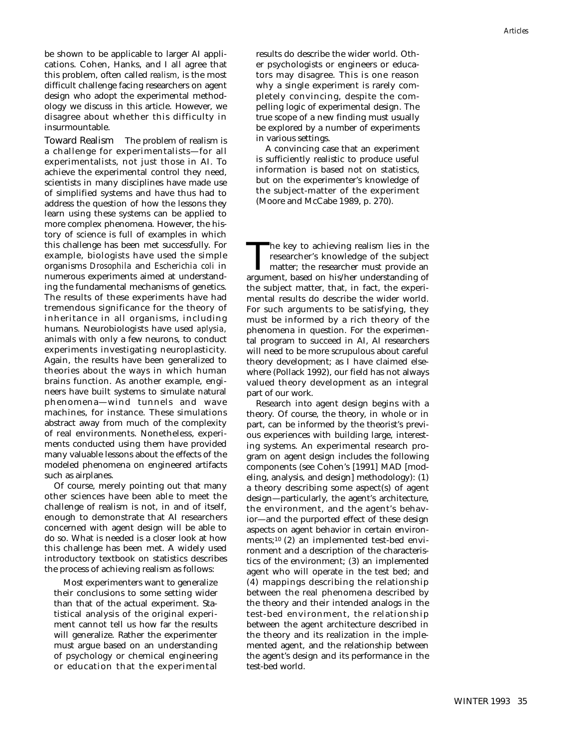be shown to be applicable to larger AI applications. Cohen, Hanks, and I all agree that this problem, often called *realism*, is the most difficult challenge facing researchers on agent design who adopt the experimental methodology we discuss in this article. However, we disagree about whether this difficulty in insurmountable.

**Toward Realism** The problem of realism is a challenge for experimentalists—for all experimentalists, not just those in AI. To achieve the experimental control they need, scientists in many disciplines have made use of simplified systems and have thus had to address the question of how the lessons they learn using these systems can be applied to more complex phenomena. However, the history of science is full of examples in which this challenge has been met successfully. For example, biologists have used the simple organisms *Drosophila* and *Escherichia coli* in numerous experiments aimed at understanding the fundamental mechanisms of genetics. The results of these experiments have had tremendous significance for the theory of inheritance in all organisms, including humans. Neurobiologists have used *aplysia*, animals with only a few neurons, to conduct experiments investigating neuroplasticity. Again, the results have been generalized to theories about the ways in which human brains function. As another example, engineers have built systems to simulate natural phenomena—wind tunnels and wave machines, for instance. These simulations abstract away from much of the complexity of real environments. Nonetheless, experiments conducted using them have provided many valuable lessons about the effects of the modeled phenomena on engineered artifacts such as airplanes.

Of course, merely pointing out that many other sciences have been able to meet the challenge of realism is not, in and of itself, enough to demonstrate that AI researchers concerned with agent design will be able to do so. What is needed is a closer look at how this challenge has been met. A widely used introductory textbook on statistics describes the process of achieving realism as follows:

> Most experimenters want to generalize their conclusions to some setting wider than that of the actual experiment. Statistical analysis of the original experiment cannot tell us how far the results will generalize. Rather the experimenter must argue based on an understanding of psychology or chemical engineering or education that the experimental results do describe the wider world. Other psychologists or engineers or educators may disagree. This is one reason why a single experiment is rarely completely convincing, despite the compelling logic of experimental design. The true scope of a new finding must usually be explored by a number of experiments in various settings.
>
> A convincing case that an experiment is sufficiently realistic to produce useful information is based not on statistics, but on the experimenter's knowledge of the subject-matter of the experiment (Moore and McCabe 1989, p. 270).

The key to achieving realism lies in the researcher's knowledge of the subject matter; the researcher must provide an argument, based on his/her understanding of the subject matter, that, in fact, the experimental results do describe the wider world. For such arguments to be satisfying, they must be informed by a rich theory of the phenomena in question. For the experimental program to succeed in AI, AI researchers will need to be more scrupulous about careful theory development; as I have claimed elsewhere (Pollack 1992), our field has not always valued theory development as an integral part of our work.

Research into agent design begins with a theory. Of course, the theory, in whole or in part, can be informed by the theorist's previous experiences with building large, interesting systems. An experimental research program on agent design includes the following components (see Cohen's [1991] MAD [modeling, analysis, and design] methodology): (1) a theory describing some aspect(s) of agent design—particularly, the agent's architecture, the environment, and the agent's behavior—and the purported effect of these design aspects on agent behavior in certain environments;[10] (2) an implemented test-bed environment and a description of the characteristics of the environment; (3) an implemented agent who will operate in the test bed; and (4) mappings describing the relationship between the real phenomena described by the theory and their intended analogs in the test-bed environment, the relationship between the agent architecture described in the theory and its realization in the implemented agent, and the relationship between the agent's design and its performance in the test-bed world.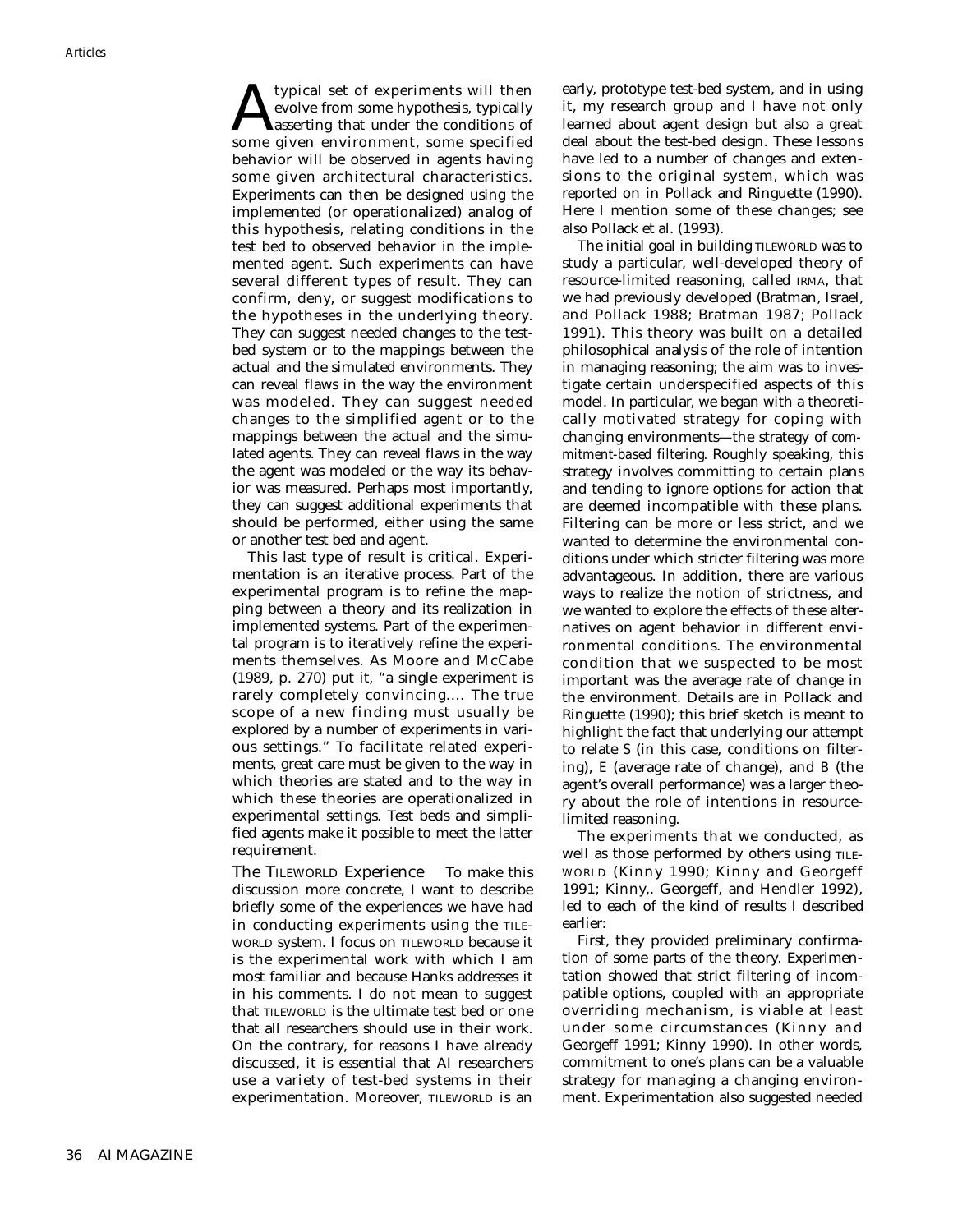A typical set of experiments will then evolve from some hypothesis, typically asserting that under the conditions of some given environment, some specified behavior will be observed in agents having some given architectural characteristics. Experiments can then be designed using the implemented (or operationalized) analog of this hypothesis, relating conditions in the test bed to observed behavior in the implemented agent. Such experiments can have several different types of result. They can confirm, deny, or suggest modifications to the hypotheses in the underlying theory. They can suggest needed changes to the test-bed system or to the mappings between the actual and the simulated environments. They can reveal flaws in the way the environment was modeled. They can suggest needed changes to the simplified agent or to the mappings between the actual and the simulated agents. They can reveal flaws in the way the agent was modeled or the way its behavior was measured. Perhaps most importantly, they can suggest additional experiments that should be performed, either using the same or another test bed and agent.

This last type of result is critical. Experimentation is an iterative process. Part of the experimental program is to refine the mapping between a theory and its realization in implemented systems. Part of the experimental program is to iteratively refine the experiments themselves. As Moore and McCabe (1989, p. 270) put it, "a single experiment is rarely completely convincing.... The true scope of a new finding must usually be explored by a number of experiments in various settings." To facilitate related experiments, great care must be given to the way in which theories are stated and to the way in which these theories are operationalized in experimental settings. Test beds and simplified agents make it possible to meet the latter requirement.

**The TILEWORLD Experience** To make this discussion more concrete, I want to describe briefly some of the experiences we have had in conducting experiments using the TILEWORLD system. I focus on TILEWORLD because it is the experimental work with which I am most familiar and because Hanks addresses it in his comments. I do not mean to suggest that TILEWORLD is the ultimate test bed or one that all researchers should use in their work. On the contrary, for reasons I have already discussed, it is essential that AI researchers use a variety of test-bed systems in their experimentation. Moreover, TILEWORLD is an early, prototype test-bed system, and in using it, my research group and I have not only learned about agent design but also a great deal about the test-bed design. These lessons have led to a number of changes and extensions to the original system, which was reported on in Pollack and Ringuette (1990). Here I mention some of these changes; see also Pollack et al. (1993).

The initial goal in building TILEWORLD was to study a particular, well-developed theory of resource-limited reasoning, called IRMA, that we had previously developed (Bratman, Israel, and Pollack 1988; Bratman 1987; Pollack 1991). This theory was built on a detailed philosophical analysis of the role of intention in managing reasoning; the aim was to investigate certain underspecified aspects of this model. In particular, we began with a theoretically motivated strategy for coping with changing environments—the strategy of *commitment-based filtering*. Roughly speaking, this strategy involves committing to certain plans and tending to ignore options for action that are deemed incompatible with these plans. Filtering can be more or less strict, and we wanted to determine the environmental conditions under which stricter filtering was more advantageous. In addition, there are various ways to realize the notion of strictness, and we wanted to explore the effects of these alternatives on agent behavior in different environmental conditions. The environmental condition that we suspected to be most important was the average rate of change in the environment. Details are in Pollack and Ringuette (1990); this brief sketch is meant to highlight the fact that underlying our attempt to relate *S* (in this case, conditions on filtering), *E* (average rate of change), and *B* (the agent's overall performance) was a larger theory about the role of intentions in resource-limited reasoning.

The experiments that we conducted, as well as those performed by others using TILEWORLD (Kinny 1990; Kinny and Georgeff 1991; Kinny,. Georgeff, and Hendler 1992), led to each of the kind of results I described earlier:

First, they provided preliminary confirmation of some parts of the theory. Experimentation showed that strict filtering of incompatible options, coupled with an appropriate overriding mechanism, is viable at least under some circumstances (Kinny and Georgeff 1991; Kinny 1990). In other words, commitment to one's plans can be a valuable strategy for managing a changing environment. Experimentation also suggested needed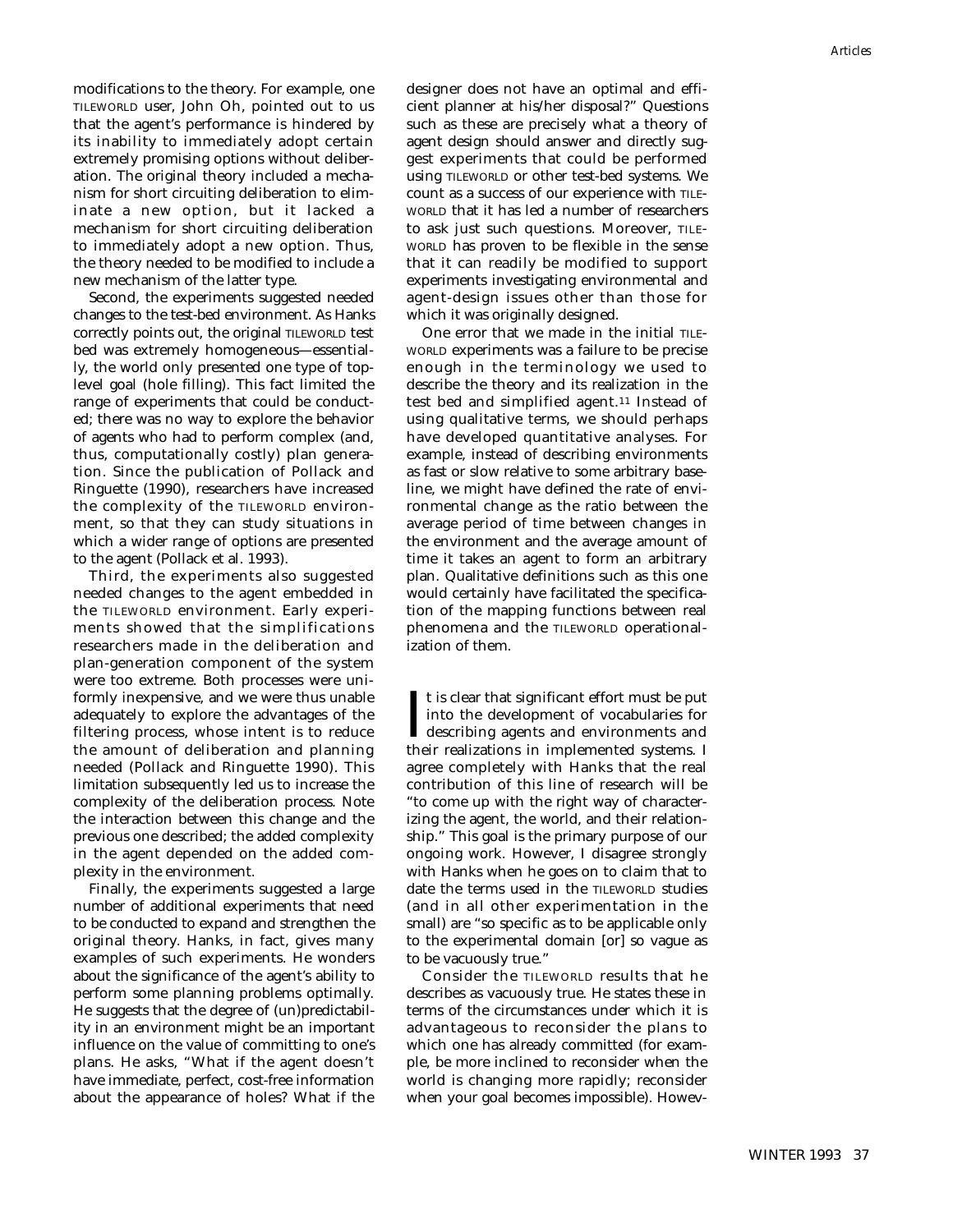modifications to the theory. For example, one TILEWORLD user, John Oh, pointed out to us that the agent's performance is hindered by its inability to immediately adopt certain extremely promising options without deliberation. The original theory included a mechanism for short circuiting deliberation to eliminate a new option, but it lacked a mechanism for short circuiting deliberation to immediately adopt a new option. Thus, the theory needed to be modified to include a new mechanism of the latter type.

Second, the experiments suggested needed changes to the test-bed environment. As Hanks correctly points out, the original TILEWORLD test bed was extremely homogeneous—essentially, the world only presented one type of top-level goal (hole filling). This fact limited the range of experiments that could be conducted; there was no way to explore the behavior of agents who had to perform complex (and, thus, computationally costly) plan generation. Since the publication of Pollack and Ringuette (1990), researchers have increased the complexity of the TILEWORLD environment, so that they can study situations in which a wider range of options are presented to the agent (Pollack et al. 1993).

Third, the experiments also suggested needed changes to the agent embedded in the TILEWORLD environment. Early experiments showed that the simplifications researchers made in the deliberation and plan-generation component of the system were too extreme. Both processes were uniformly inexpensive, and we were thus unable adequately to explore the advantages of the filtering process, whose intent is to reduce the amount of deliberation and planning needed (Pollack and Ringuette 1990). This limitation subsequently led us to increase the complexity of the deliberation process. Note the interaction between this change and the previous one described; the added complexity in the agent depended on the added complexity in the environment.

Finally, the experiments suggested a large number of additional experiments that need to be conducted to expand and strengthen the original theory. Hanks, in fact, gives many examples of such experiments. He wonders about the significance of the agent's ability to perform some planning problems optimally. He suggests that the degree of (un)predictability in an environment might be an important influence on the value of committing to one's plans. He asks, "What if the agent doesn't have immediate, perfect, cost-free information about the appearance of holes? What if the designer does not have an optimal and efficient planner at his/her disposal?" Questions such as these are precisely what a theory of agent design should answer and directly suggest experiments that could be performed using TILEWORLD or other test-bed systems. We count as a success of our experience with TILEWORLD that it has led a number of researchers to ask just such questions. Moreover, TILEWORLD has proven to be flexible in the sense that it can readily be modified to support experiments investigating environmental and agent-design issues other than those for which it was originally designed.

One error that we made in the initial TILEWORLD experiments was a failure to be precise enough in the terminology we used to describe the theory and its realization in the test bed and simplified agent.[11] Instead of using qualitative terms, we should perhaps have developed quantitative analyses. For example, instead of describing environments as fast or slow relative to some arbitrary baseline, we might have defined the rate of environmental change as the ratio between the average period of time between changes in the environment and the average amount of time it takes an agent to form an arbitrary plan. Qualitative definitions such as this one would certainly have facilitated the specification of the mapping functions between real phenomena and the TILEWORLD operationalization of them.

It is clear that significant effort must be put into the development of vocabularies for describing agents and environments and their realizations in implemented systems. I agree completely with Hanks that the real contribution of this line of research will be "to come up with the right way of characterizing the agent, the world, and their relationship." This goal is the primary purpose of our ongoing work. However, I disagree strongly with Hanks when he goes on to claim that to date the terms used in the TILEWORLD studies (and in all other experimentation in the small) are "so specific as to be applicable only to the experimental domain [or] so vague as to be vacuously true."

Consider the TILEWORLD results that he describes as vacuously true. He states these in terms of the circumstances under which it is advantageous to reconsider the plans to which one has already committed (for example, be more inclined to reconsider when the world is changing more rapidly; reconsider when your goal becomes impossible). Howev-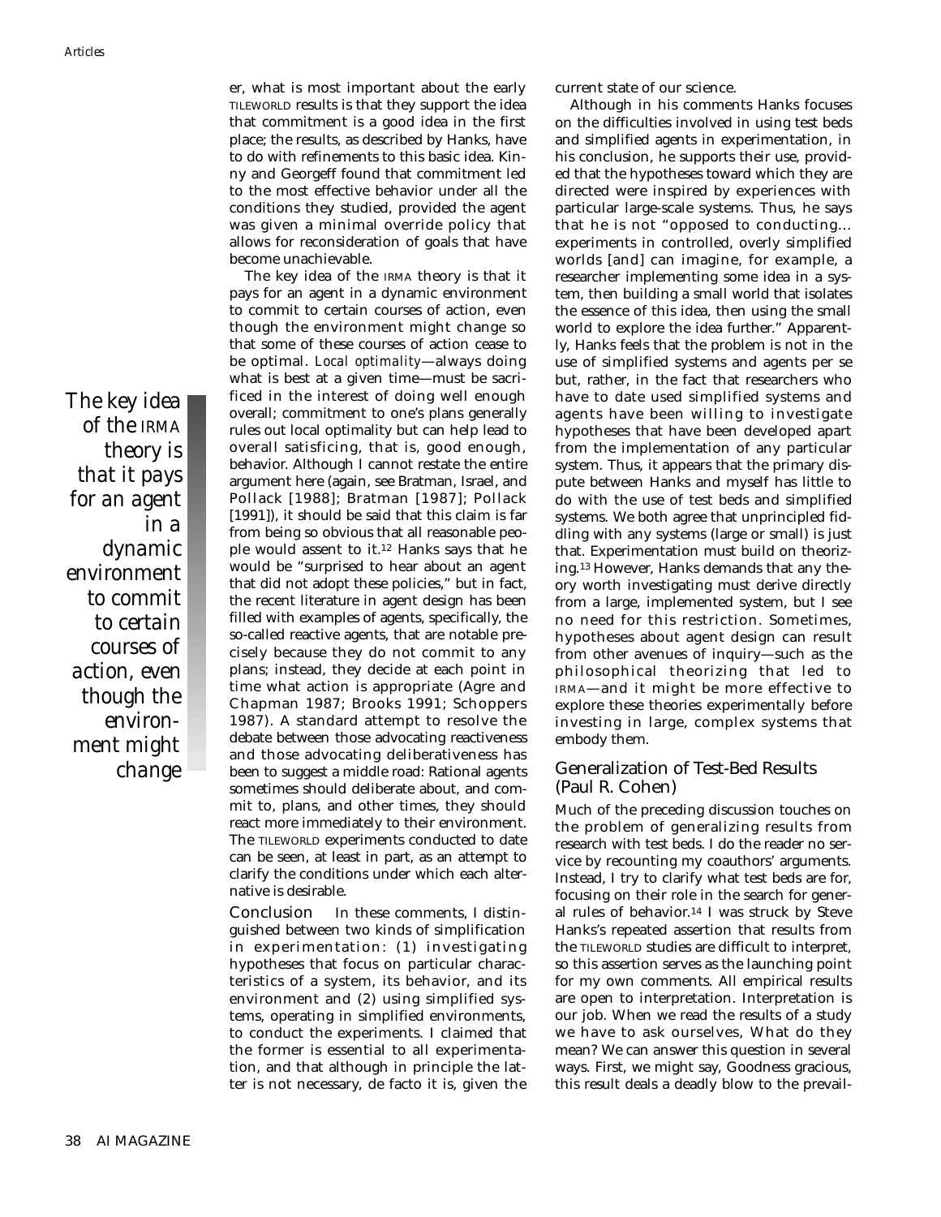er, what is most important about the early TILEWORLD results is that they support the idea that commitment is a good idea in the first place; the results, as described by Hanks, have to do with refinements to this basic idea. Kinny and Georgeff found that commitment led to the most effective behavior under all the conditions they studied, provided the agent was given a minimal override policy that allows for reconsideration of goals that have become unachievable.

The key idea of the IRMA theory is that it pays for an agent in a dynamic environment to commit to certain courses of action, even though the environment might change so that some of these courses of action cease to be optimal. *Local optimality*—always doing what is best at a given time—must be sacrificed in the interest of doing well enough overall; commitment to one's plans generally rules out local optimality but can help lead to overall satisficing, that is, good enough, behavior. Although I cannot restate the entire argument here (again, see Bratman, Israel, and Pollack [1988]; Bratman [1987]; Pollack [1991]), it should be said that this claim is far from being so obvious that all reasonable people would assent to it.[12] Hanks says that he would be "surprised to hear about an agent that did not adopt these policies," but in fact, the recent literature in agent design has been filled with examples of agents, specifically, the so-called reactive agents, that are notable precisely because they do not commit to any plans; instead, they decide at each point in time what action is appropriate (Agre and Chapman 1987; Brooks 1991; Schoppers 1987). A standard attempt to resolve the debate between those advocating reactiveness and those advocating deliberativeness has been to suggest a middle road: Rational agents sometimes should deliberate about, and commit to, plans, and other times, they should react more immediately to their environment. The TILEWORLD experiments conducted to date can be seen, at least in part, as an attempt to clarify the conditions under which each alternative is desirable.

*The key idea of the IRMA theory is that it pays for an agent in a dynamic environment to commit to certain courses of action, even though the environment might change*

**Conclusion** In these comments, I distinguished between two kinds of simplification in experimentation: (1) investigating hypotheses that focus on particular characteristics of a system, its behavior, and its environment and (2) using simplified systems, operating in simplified environments, to conduct the experiments. I claimed that the former is essential to all experimentation, and that although in principle the latter is not necessary, de facto it is, given the current state of our science.

Although in his comments Hanks focuses on the difficulties involved in using test beds and simplified agents in experimentation, in his conclusion, he supports their use, provided that the hypotheses toward which they are directed were inspired by experiences with particular large-scale systems. Thus, he says that he is not "opposed to conducting… experiments in controlled, overly simplified worlds [and] can imagine, for example, a researcher implementing some idea in a system, then building a small world that isolates the essence of this idea, then using the small world to explore the idea further." Apparently, Hanks feels that the problem is not in the use of simplified systems and agents per se but, rather, in the fact that researchers who have to date used simplified systems and agents have been willing to investigate hypotheses that have been developed apart from the implementation of any particular system. Thus, it appears that the primary dispute between Hanks and myself has little to do with the use of test beds and simplified systems. We both agree that unprincipled fiddling with any systems (large or small) is just that. Experimentation must build on theorizing.[13] However, Hanks demands that any theory worth investigating must derive directly from a large, implemented system, but I see no need for this restriction. Sometimes, hypotheses about agent design can result from other avenues of inquiry—such as the philosophical theorizing that led to IRMA—and it might be more effective to explore these theories experimentally before investing in large, complex systems that embody them.

## Generalization of Test-Bed Results (Paul R. Cohen)

Much of the preceding discussion touches on the problem of generalizing results from research with test beds. I do the reader no service by recounting my coauthors' arguments. Instead, I try to clarify what test beds are for, focusing on their role in the search for general rules of behavior.[14] I was struck by Steve Hanks's repeated assertion that results from the TILEWORLD studies are difficult to interpret, so this assertion serves as the launching point for my own comments. All empirical results are open to interpretation. Interpretation is our job. When we read the results of a study we have to ask ourselves, What do they mean? We can answer this question in several ways. First, we might say, Goodness gracious, this result deals a deadly blow to the prevail-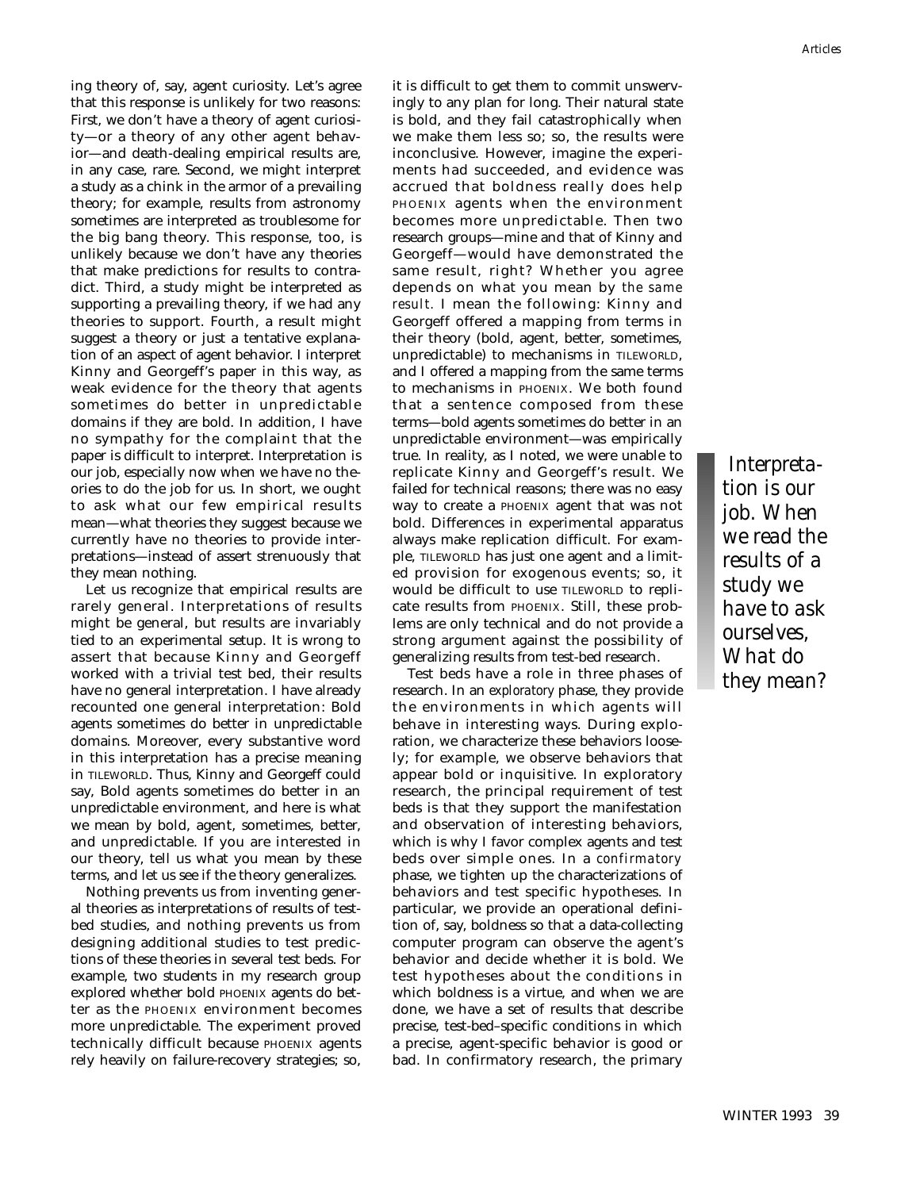ing theory of, say, agent curiosity. Let's agree that this response is unlikely for two reasons: First, we don't have a theory of agent curiosity—or a theory of any other agent behavior—and death-dealing empirical results are, in any case, rare. Second, we might interpret a study as a chink in the armor of a prevailing theory; for example, results from astronomy sometimes are interpreted as troublesome for the big bang theory. This response, too, is unlikely because we don't have any theories that make predictions for results to contradict. Third, a study might be interpreted as supporting a prevailing theory, if we had any theories to support. Fourth, a result might suggest a theory or just a tentative explanation of an aspect of agent behavior. I interpret Kinny and Georgeff's paper in this way, as weak evidence for the theory that agents sometimes do better in unpredictable domains if they are bold. In addition, I have no sympathy for the complaint that the paper is difficult to interpret. Interpretation is our job, especially now when we have no theories to do the job for us. In short, we ought to ask what our few empirical results mean—what theories they suggest because we currently have no theories to provide interpretations—instead of assert strenuously that they mean nothing.

Let us recognize that empirical results are rarely general. Interpretations of results might be general, but results are invariably tied to an experimental setup. It is wrong to assert that because Kinny and Georgeff worked with a trivial test bed, their results have no general interpretation. I have already recounted one general interpretation: Bold agents sometimes do better in unpredictable domains. Moreover, every substantive word in this interpretation has a precise meaning in TILEWORLD. Thus, Kinny and Georgeff could say, Bold agents sometimes do better in an unpredictable environment, and here is what we mean by bold, agent, sometimes, better, and unpredictable. If you are interested in our theory, tell us what you mean by these terms, and let us see if the theory generalizes.

Nothing prevents us from inventing general theories as interpretations of results of test-bed studies, and nothing prevents us from designing additional studies to test predictions of these theories in several test beds. For example, two students in my research group explored whether bold PHOENIX agents do better as the PHOENIX environment becomes more unpredictable. The experiment proved technically difficult because PHOENIX agents rely heavily on failure-recovery strategies; so, it is difficult to get them to commit unswervingly to any plan for long. Their natural state is bold, and they fail catastrophically when we make them less so; so, the results were inconclusive. However, imagine the experiments had succeeded, and evidence was accrued that boldness really does help PHOENIX agents when the environment becomes more unpredictable. Then two research groups—mine and that of Kinny and Georgeff—would have demonstrated the same result, right? Whether you agree depends on what you mean by *the same result*. I mean the following: Kinny and Georgeff offered a mapping from terms in their theory (bold, agent, better, sometimes, unpredictable) to mechanisms in TILEWORLD, and I offered a mapping from the same terms to mechanisms in PHOENIX. We both found that a sentence composed from these terms—bold agents sometimes do better in an unpredictable environment—was empirically true. In reality, as I noted, we were unable to replicate Kinny and Georgeff's result. We failed for technical reasons; there was no easy way to create a PHOENIX agent that was not bold. Differences in experimental apparatus always make replication difficult. For example, TILEWORLD has just one agent and a limited provision for exogenous events; so, it would be difficult to use TILEWORLD to replicate results from PHOENIX. Still, these problems are only technical and do not provide a strong argument against the possibility of generalizing results from test-bed research.

*Interpretation is our job. When we read the results of a study we have to ask ourselves, What do they mean?*

Test beds have a role in three phases of research. In an *exploratory* phase, they provide the environments in which agents will behave in interesting ways. During exploration, we characterize these behaviors loosely; for example, we observe behaviors that appear bold or inquisitive. In exploratory research, the principal requirement of test beds is that they support the manifestation and observation of interesting behaviors, which is why I favor complex agents and test beds over simple ones. In a *confirmatory* phase, we tighten up the characterizations of behaviors and test specific hypotheses. In particular, we provide an operational definition of, say, boldness so that a data-collecting computer program can observe the agent's behavior and decide whether it is bold. We test hypotheses about the conditions in which boldness is a virtue, and when we are done, we have a set of results that describe precise, test-bed–specific conditions in which a precise, agent-specific behavior is good or bad. In confirmatory research, the primary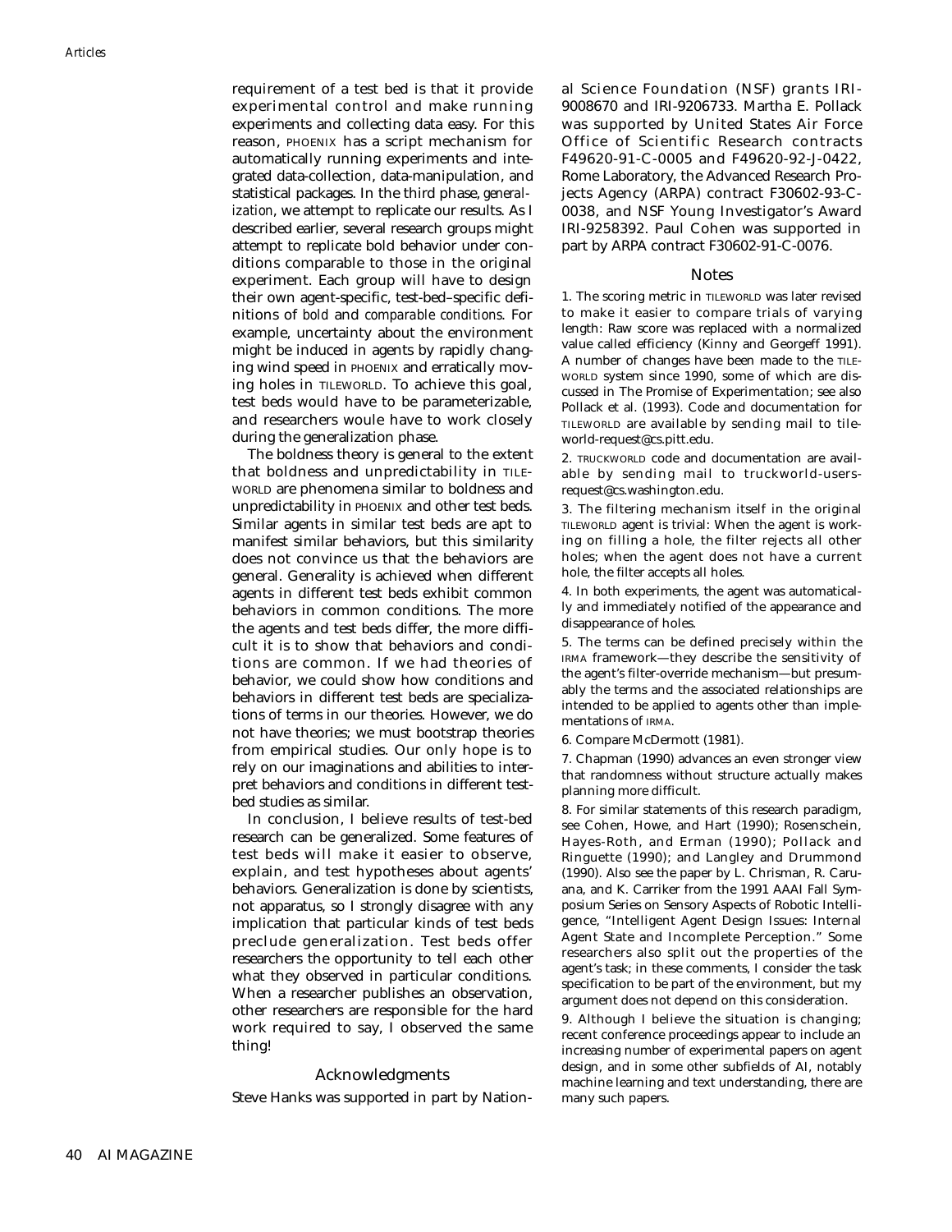requirement of a test bed is that it provide experimental control and make running experiments and collecting data easy. For this reason, PHOENIX has a script mechanism for automatically running experiments and integrated data-collection, data-manipulation, and statistical packages. In the third phase, *generalization*, we attempt to replicate our results. As I described earlier, several research groups might attempt to replicate bold behavior under conditions comparable to those in the original experiment. Each group will have to design their own agent-specific, test-bed–specific definitions of *bold* and *comparable conditions*. For example, uncertainty about the environment might be induced in agents by rapidly changing wind speed in PHOENIX and erratically moving holes in TILEWORLD. To achieve this goal, test beds would have to be parameterizable, and researchers woule have to work closely during the generalization phase.

The boldness theory is general to the extent that boldness and unpredictability in TILEWORLD are phenomena similar to boldness and unpredictability in PHOENIX and other test beds. Similar agents in similar test beds are apt to manifest similar behaviors, but this similarity does not convince us that the behaviors are general. Generality is achieved when different agents in different test beds exhibit common behaviors in common conditions. The more the agents and test beds differ, the more difficult it is to show that behaviors and conditions are common. If we had theories of behavior, we could show how conditions and behaviors in different test beds are specializations of terms in our theories. However, we do not have theories; we must bootstrap theories from empirical studies. Our only hope is to rely on our imaginations and abilities to interpret behaviors and conditions in different test-bed studies as similar.

In conclusion, I believe results of test-bed research can be generalized. Some features of test beds will make it easier to observe, explain, and test hypotheses about agents' behaviors. Generalization is done by scientists, not apparatus, so I strongly disagree with any implication that particular kinds of test beds preclude generalization. Test beds offer researchers the opportunity to tell each other what they observed in particular conditions. When a researcher publishes an observation, other researchers are responsible for the hard work required to say, I observed the same thing!

## Acknowledgments

Steve Hanks was supported in part by National Science Foundation (NSF) grants IRI-9008670 and IRI-9206733. Martha E. Pollack was supported by United States Air Force Office of Scientific Research contracts F49620-91-C-0005 and F49620-92-J-0422, Rome Laboratory, the Advanced Research Projects Agency (ARPA) contract F30602-93-C-0038, and NSF Young Investigator's Award IRI-9258392. Paul Cohen was supported in part by ARPA contract F30602-91-C-0076.

## Notes

1. The scoring metric in TILEWORLD was later revised to make it easier to compare trials of varying length: Raw score was replaced with a normalized value called efficiency (Kinny and Georgeff 1991). A number of changes have been made to the TILEWORLD system since 1990, some of which are discussed in The Promise of Experimentation; see also Pollack et al. (1993). Code and documentation for TILEWORLD are available by sending mail to tileworld-request@cs.pitt.edu.

2. TRUCKWORLD code and documentation are available by sending mail to truckworld-users-request@cs.washington.edu.

3. The filtering mechanism itself in the original TILEWORLD agent is trivial: When the agent is working on filling a hole, the filter rejects all other holes; when the agent does not have a current hole, the filter accepts all holes.

4. In both experiments, the agent was automatically and immediately notified of the appearance and disappearance of holes.

5. The terms can be defined precisely within the IRMA framework—they describe the sensitivity of the agent's filter-override mechanism—but presumably the terms and the associated relationships are intended to be applied to agents other than implementations of IRMA.

6. Compare McDermott (1981).

7. Chapman (1990) advances an even stronger view that randomness without structure actually makes planning more difficult.

8. For similar statements of this research paradigm, see Cohen, Howe, and Hart (1990); Rosenschein, Hayes-Roth, and Erman (1990); Pollack and Ringuette (1990); and Langley and Drummond (1990). Also see the paper by L. Chrisman, R. Caruana, and K. Carriker from the 1991 AAAI Fall Symposium Series on Sensory Aspects of Robotic Intelligence, "Intelligent Agent Design Issues: Internal Agent State and Incomplete Perception." Some researchers also split out the properties of the agent's task; in these comments, I consider the task specification to be part of the environment, but my argument does not depend on this consideration.

9. Although I believe the situation is changing; recent conference proceedings appear to include an increasing number of experimental papers on agent design, and in some other subfields of AI, notably machine learning and text understanding, there are many such papers.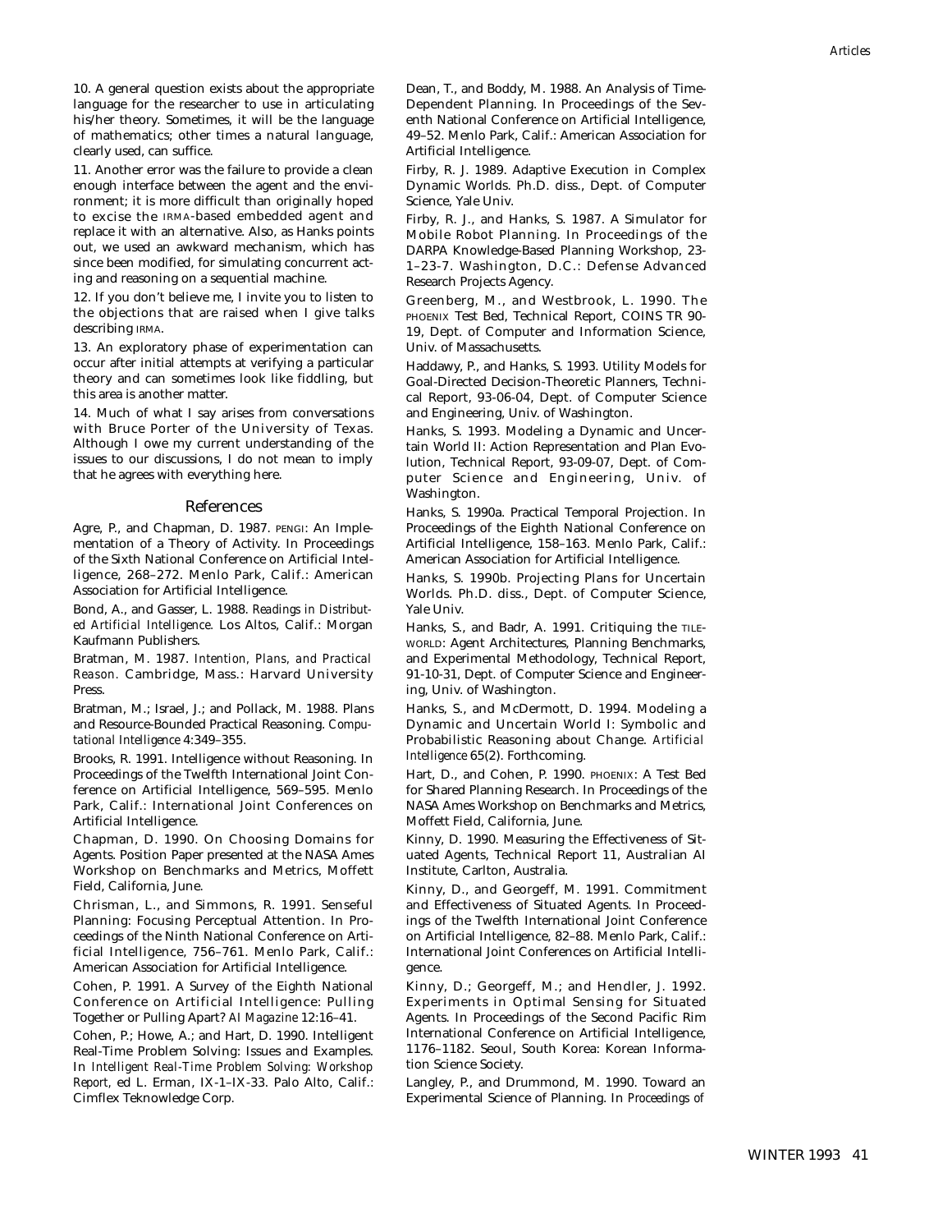10. A general question exists about the appropriate language for the researcher to use in articulating his/her theory. Sometimes, it will be the language of mathematics; other times a natural language, clearly used, can suffice.

11. Another error was the failure to provide a clean enough interface between the agent and the environment; it is more difficult than originally hoped to excise the IRMA-based embedded agent and replace it with an alternative. Also, as Hanks points out, we used an awkward mechanism, which has since been modified, for simulating concurrent acting and reasoning on a sequential machine.

12. If you don't believe me, I invite you to listen to the objections that are raised when I give talks describing IRMA.

13. An exploratory phase of experimentation can occur after initial attempts at verifying a particular theory and can sometimes look like fiddling, but this area is another matter.

14. Much of what I say arises from conversations with Bruce Porter of the University of Texas. Although I owe my current understanding of the issues to our discussions, I do not mean to imply that he agrees with everything here.

## References

Agre, P., and Chapman, D. 1987. PENGI: An Implementation of a Theory of Activity. In Proceedings of the Sixth National Conference on Artificial Intelligence, 268–272. Menlo Park, Calif.: American Association for Artificial Intelligence.

Bond, A., and Gasser, L. 1988. *Readings in Distributed Artificial Intelligence.* Los Altos, Calif.: Morgan Kaufmann Publishers.

Bratman, M. 1987. *Intention, Plans, and Practical Reason.* Cambridge, Mass.: Harvard University Press.

Bratman, M.; Israel, J.; and Pollack, M. 1988. Plans and Resource-Bounded Practical Reasoning. *Computational Intelligence* 4:349–355.

Brooks, R. 1991. Intelligence without Reasoning. In Proceedings of the Twelfth International Joint Conference on Artificial Intelligence, 569–595. Menlo Park, Calif.: International Joint Conferences on Artificial Intelligence.

Chapman, D. 1990. On Choosing Domains for Agents. Position Paper presented at the NASA Ames Workshop on Benchmarks and Metrics, Moffett Field, California, June.

Chrisman, L., and Simmons, R. 1991. Senseful Planning: Focusing Perceptual Attention. In Proceedings of the Ninth National Conference on Artificial Intelligence, 756–761. Menlo Park, Calif.: American Association for Artificial Intelligence.

Cohen, P. 1991. A Survey of the Eighth National Conference on Artificial Intelligence: Pulling Together or Pulling Apart? *AI Magazine* 12:16–41.

Cohen, P.; Howe, A.; and Hart, D. 1990. Intelligent Real-Time Problem Solving: Issues and Examples. In *Intelligent Real-Time Problem Solving: Workshop Report,* ed L. Erman, IX-1–IX-33. Palo Alto, Calif.: Cimflex Teknowledge Corp.

Dean, T., and Boddy, M. 1988. An Analysis of Time-Dependent Planning. In Proceedings of the Seventh National Conference on Artificial Intelligence, 49–52. Menlo Park, Calif.: American Association for Artificial Intelligence.

Firby, R. J. 1989. Adaptive Execution in Complex Dynamic Worlds. Ph.D. diss., Dept. of Computer Science, Yale Univ.

Firby, R. J., and Hanks, S. 1987. A Simulator for Mobile Robot Planning. In Proceedings of the DARPA Knowledge-Based Planning Workshop, 23-1–23-7. Washington, D.C.: Defense Advanced Research Projects Agency.

Greenberg, M., and Westbrook, L. 1990. The PHOENIX Test Bed, Technical Report, COINS TR 90-19, Dept. of Computer and Information Science, Univ. of Massachusetts.

Haddawy, P., and Hanks, S. 1993. Utility Models for Goal-Directed Decision-Theoretic Planners, Technical Report, 93-06-04, Dept. of Computer Science and Engineering, Univ. of Washington.

Hanks, S. 1993. Modeling a Dynamic and Uncertain World II: Action Representation and Plan Evolution, Technical Report, 93-09-07, Dept. of Computer Science and Engineering, Univ. of Washington.

Hanks, S. 1990a. Practical Temporal Projection. In Proceedings of the Eighth National Conference on Artificial Intelligence, 158–163. Menlo Park, Calif.: American Association for Artificial Intelligence.

Hanks, S. 1990b. Projecting Plans for Uncertain Worlds. Ph.D. diss., Dept. of Computer Science, Yale Univ.

Hanks, S., and Badr, A. 1991. Critiquing the TILEWORLD: Agent Architectures, Planning Benchmarks, and Experimental Methodology, Technical Report, 91-10-31, Dept. of Computer Science and Engineering, Univ. of Washington.

Hanks, S., and McDermott, D. 1994. Modeling a Dynamic and Uncertain World I: Symbolic and Probabilistic Reasoning about Change. *Artificial Intelligence* 65(2). Forthcoming.

Hart, D., and Cohen, P. 1990. PHOENIX: A Test Bed for Shared Planning Research. In Proceedings of the NASA Ames Workshop on Benchmarks and Metrics, Moffett Field, California, June.

Kinny, D. 1990. Measuring the Effectiveness of Situated Agents, Technical Report 11, Australian AI Institute, Carlton, Australia.

Kinny, D., and Georgeff, M. 1991. Commitment and Effectiveness of Situated Agents. In Proceedings of the Twelfth International Joint Conference on Artificial Intelligence, 82–88. Menlo Park, Calif.: International Joint Conferences on Artificial Intelligence.

Kinny, D.; Georgeff, M.; and Hendler, J. 1992. Experiments in Optimal Sensing for Situated Agents. In Proceedings of the Second Pacific Rim International Conference on Artificial Intelligence, 1176–1182. Seoul, South Korea: Korean Information Science Society.

Langley, P., and Drummond, M. 1990. Toward an Experimental Science of Planning. In *Proceedings of*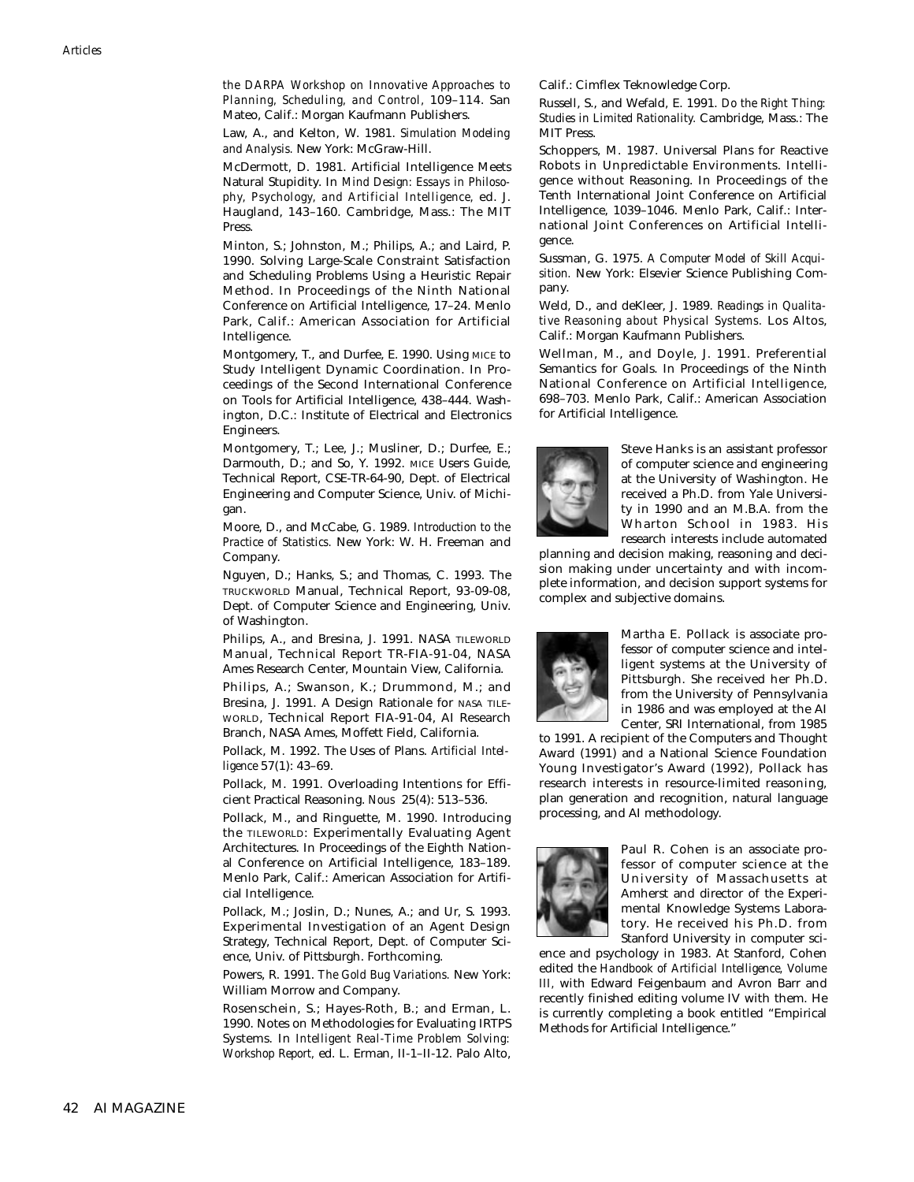the *DARPA Workshop on Innovative Approaches to Planning, Scheduling, and Control,* 109–114. San Mateo, Calif.: Morgan Kaufmann Publishers.

Law, A., and Kelton, W. 1981. *Simulation Modeling and Analysis.* New York: McGraw-Hill.

McDermott, D. 1981. Artificial Intelligence Meets Natural Stupidity. In *Mind Design: Essays in Philosophy, Psychology, and Artificial Intelligence,* ed. J. Haugland, 143–160. Cambridge, Mass.: The MIT Press.

Minton, S.; Johnston, M.; Philips, A.; and Laird, P. 1990. Solving Large-Scale Constraint Satisfaction and Scheduling Problems Using a Heuristic Repair Method. In Proceedings of the Ninth National Conference on Artificial Intelligence, 17–24. Menlo Park, Calif.: American Association for Artificial Intelligence.

Montgomery, T., and Durfee, E. 1990. Using MICE to Study Intelligent Dynamic Coordination. In Proceedings of the Second International Conference on Tools for Artificial Intelligence, 438–444. Washington, D.C.: Institute of Electrical and Electronics Engineers.

Montgomery, T.; Lee, J.; Musliner, D.; Durfee, E.; Darmouth, D.; and So, Y. 1992. MICE Users Guide, Technical Report, CSE-TR-64-90, Dept. of Electrical Engineering and Computer Science, Univ. of Michigan.

Moore, D., and McCabe, G. 1989. *Introduction to the Practice of Statistics.* New York: W. H. Freeman and Company.

Nguyen, D.; Hanks, S.; and Thomas, C. 1993. The TRUCKWORLD Manual, Technical Report, 93-09-08, Dept. of Computer Science and Engineering, Univ. of Washington.

Philips, A., and Bresina, J. 1991. NASA TILEWORLD Manual, Technical Report TR-FIA-91-04, NASA Ames Research Center, Mountain View, California.

Philips, A.; Swanson, K.; Drummond, M.; and Bresina, J. 1991. A Design Rationale for NASA TILEWORLD, Technical Report FIA-91-04, AI Research Branch, NASA Ames, Moffett Field, California.

Pollack, M. 1992. The Uses of Plans. *Artificial Intelligence* 57(1): 43–69.

Pollack, M. 1991. Overloading Intentions for Efficient Practical Reasoning. *Nous* 25(4): 513–536.

Pollack, M., and Ringuette, M. 1990. Introducing the TILEWORLD: Experimentally Evaluating Agent Architectures. In Proceedings of the Eighth National Conference on Artificial Intelligence, 183–189. Menlo Park, Calif.: American Association for Artificial Intelligence.

Pollack, M.; Joslin, D.; Nunes, A.; and Ur, S. 1993. Experimental Investigation of an Agent Design Strategy, Technical Report, Dept. of Computer Science, Univ. of Pittsburgh. Forthcoming.

Powers, R. 1991. *The Gold Bug Variations.* New York: William Morrow and Company.

Rosenschein, S.; Hayes-Roth, B.; and Erman, L. 1990. Notes on Methodologies for Evaluating IRTPS Systems. In *Intelligent Real-Time Problem Solving: Workshop Report,* ed. L. Erman, II-1–II-12. Palo Alto, Calif.: Cimflex Teknowledge Corp.

Russell, S., and Wefald, E. 1991. *Do the Right Thing: Studies in Limited Rationality.* Cambridge, Mass.: The MIT Press.

Schoppers, M. 1987. Universal Plans for Reactive Robots in Unpredictable Environments. Intelligence without Reasoning. In Proceedings of the Tenth International Joint Conference on Artificial Intelligence, 1039–1046. Menlo Park, Calif.: International Joint Conferences on Artificial Intelligence.

Sussman, G. 1975. *A Computer Model of Skill Acquisition.* New York: Elsevier Science Publishing Company.

Weld, D., and deKleer, J. 1989. *Readings in Qualitative Reasoning about Physical Systems.* Los Altos, Calif.: Morgan Kaufmann Publishers.

Wellman, M., and Doyle, J. 1991. Preferential Semantics for Goals. In Proceedings of the Ninth National Conference on Artificial Intelligence, 698–703. Menlo Park, Calif.: American Association for Artificial Intelligence.

Steve Hanks is an assistant professor of computer science and engineering at the University of Washington. He received a Ph.D. from Yale University in 1990 and an M.B.A. from the Wharton School in 1983. His research interests include automated planning and decision making, reasoning and decision making under uncertainty and with incomplete information, and decision support systems for complex and subjective domains.

Martha E. Pollack is associate professor of computer science and intelligent systems at the University of Pittsburgh. She received her Ph.D. from the University of Pennsylvania in 1986 and was employed at the AI Center, SRI International, from 1985 to 1991. A recipient of the Computers and Thought Award (1991) and a National Science Foundation Young Investigator's Award (1992), Pollack has research interests in resource-limited reasoning, plan generation and recognition, natural language processing, and AI methodology.

Paul R. Cohen is an associate professor of computer science at the University of Massachusetts at Amherst and director of the Experimental Knowledge Systems Laboratory. He received his Ph.D. from Stanford University in computer science and psychology in 1983. At Stanford, Cohen edited the *Handbook of Artificial Intelligence, Volume III,* with Edward Feigenbaum and Avron Barr and recently finished editing volume IV with them. He is currently completing a book entitled "Empirical Methods for Artificial Intelligence."